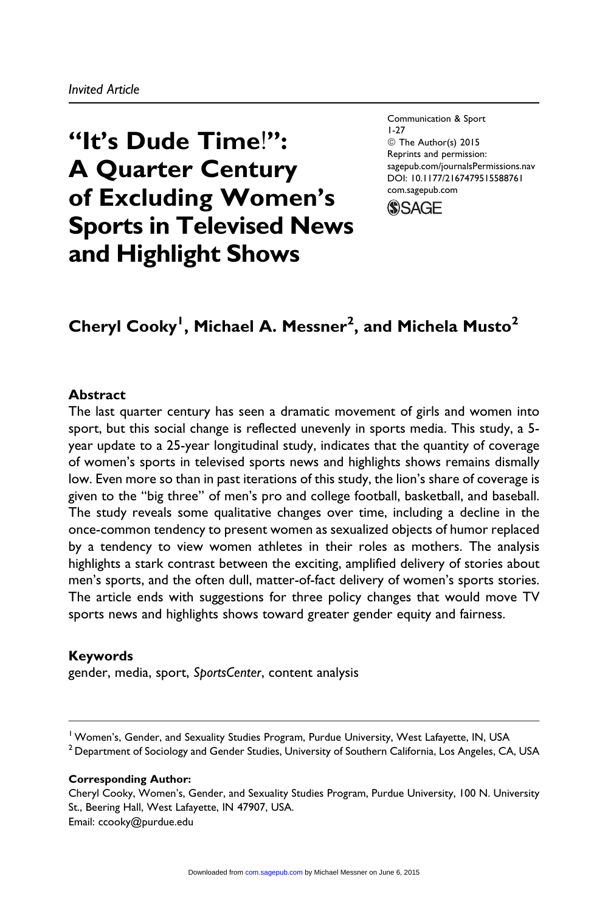*Invited Article*

# "It's Dude Time!": A Quarter Century of Excluding Women's Sports in Televised News and Highlight Shows

Communication & Sport
1-27
© The Author(s) 2015
Reprints and permission:
sagepub.com/journalsPermissions.nav
DOI: 10.1177/2167479515588761
com.sagepub.com

**Cheryl Cooky[1], Michael A. Messner[2], and Michela Musto[2]**

## Abstract

The last quarter century has seen a dramatic movement of girls and women into sport, but this social change is reflected unevenly in sports media. This study, a 5-year update to a 25-year longitudinal study, indicates that the quantity of coverage of women's sports in televised sports news and highlights shows remains dismally low. Even more so than in past iterations of this study, the lion's share of coverage is given to the "big three" of men's pro and college football, basketball, and baseball. The study reveals some qualitative changes over time, including a decline in the once-common tendency to present women as sexualized objects of humor replaced by a tendency to view women athletes in their roles as mothers. The analysis highlights a stark contrast between the exciting, amplified delivery of stories about men's sports, and the often dull, matter-of-fact delivery of women's sports stories. The article ends with suggestions for three policy changes that would move TV sports news and highlights shows toward greater gender equity and fairness.

## Keywords

gender, media, sport, *SportsCenter*, content analysis

[1] Women's, Gender, and Sexuality Studies Program, Purdue University, West Lafayette, IN, USA
[2] Department of Sociology and Gender Studies, University of Southern California, Los Angeles, CA, USA

**Corresponding Author:**
Cheryl Cooky, Women's, Gender, and Sexuality Studies Program, Purdue University, 100 N. University St., Beering Hall, West Lafayette, IN 47907, USA.
Email: ccooky@purdue.edu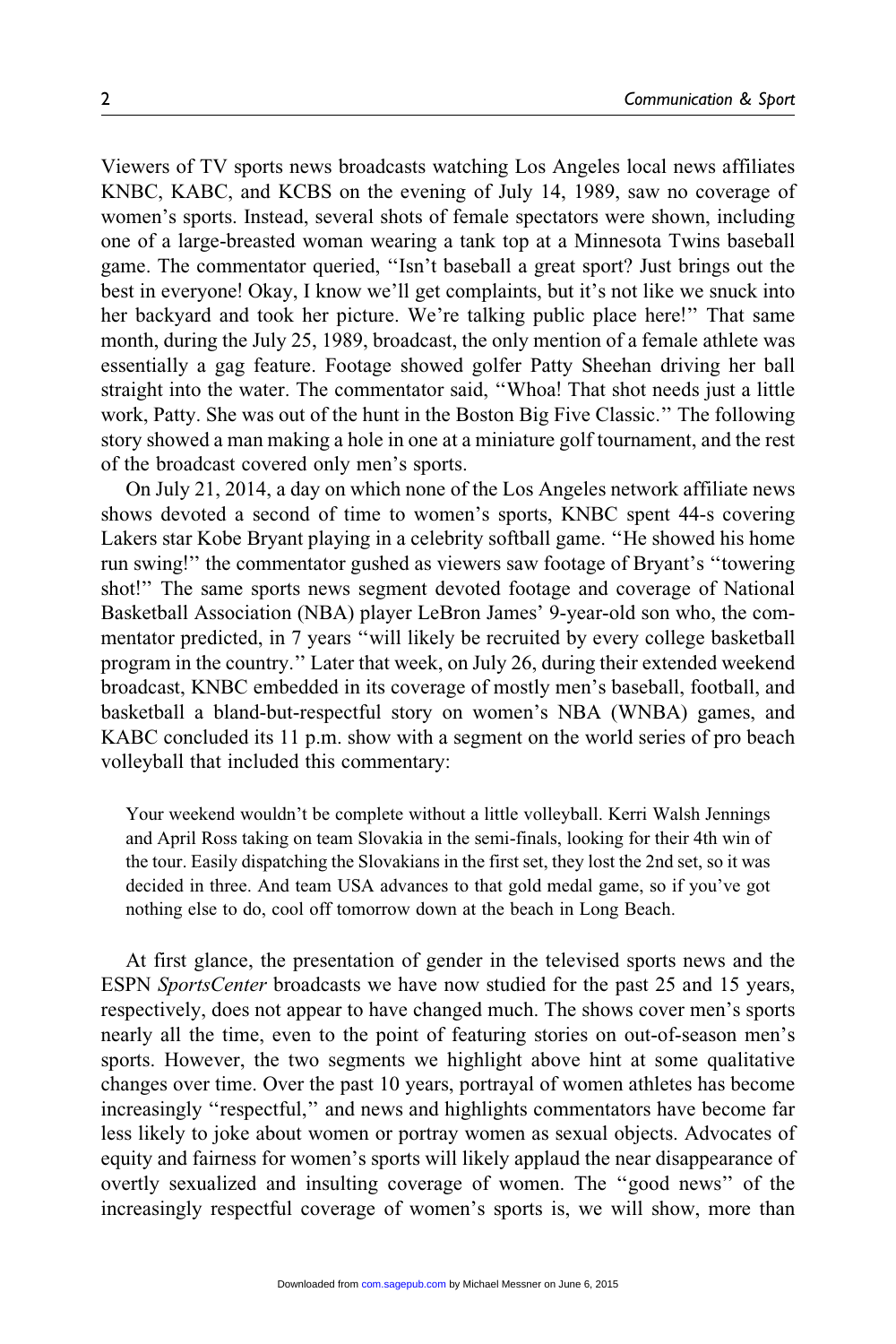Viewers of TV sports news broadcasts watching Los Angeles local news affiliates KNBC, KABC, and KCBS on the evening of July 14, 1989, saw no coverage of women's sports. Instead, several shots of female spectators were shown, including one of a large-breasted woman wearing a tank top at a Minnesota Twins baseball game. The commentator queried, ''Isn't baseball a great sport? Just brings out the best in everyone! Okay, I know we'll get complaints, but it's not like we snuck into her backyard and took her picture. We're talking public place here!'' That same month, during the July 25, 1989, broadcast, the only mention of a female athlete was essentially a gag feature. Footage showed golfer Patty Sheehan driving her ball straight into the water. The commentator said, ''Whoa! That shot needs just a little work, Patty. She was out of the hunt in the Boston Big Five Classic.'' The following story showed a man making a hole in one at a miniature golf tournament, and the rest of the broadcast covered only men's sports.

On July 21, 2014, a day on which none of the Los Angeles network affiliate news shows devoted a second of time to women's sports, KNBC spent 44-s covering Lakers star Kobe Bryant playing in a celebrity softball game. ''He showed his home run swing!'' the commentator gushed as viewers saw footage of Bryant's ''towering shot!'' The same sports news segment devoted footage and coverage of National Basketball Association (NBA) player LeBron James' 9-year-old son who, the commentator predicted, in 7 years ''will likely be recruited by every college basketball program in the country.'' Later that week, on July 26, during their extended weekend broadcast, KNBC embedded in its coverage of mostly men's baseball, football, and basketball a bland-but-respectful story on women's NBA (WNBA) games, and KABC concluded its 11 p.m. show with a segment on the world series of pro beach volleyball that included this commentary:

> Your weekend wouldn't be complete without a little volleyball. Kerri Walsh Jennings and April Ross taking on team Slovakia in the semi-finals, looking for their 4th win of the tour. Easily dispatching the Slovakians in the first set, they lost the 2nd set, so it was decided in three. And team USA advances to that gold medal game, so if you've got nothing else to do, cool off tomorrow down at the beach in Long Beach.

At first glance, the presentation of gender in the televised sports news and the ESPN *SportsCenter* broadcasts we have now studied for the past 25 and 15 years, respectively, does not appear to have changed much. The shows cover men's sports nearly all the time, even to the point of featuring stories on out-of-season men's sports. However, the two segments we highlight above hint at some qualitative changes over time. Over the past 10 years, portrayal of women athletes has become increasingly ''respectful,'' and news and highlights commentators have become far less likely to joke about women or portray women as sexual objects. Advocates of equity and fairness for women's sports will likely applaud the near disappearance of overtly sexualized and insulting coverage of women. The ''good news'' of the increasingly respectful coverage of women's sports is, we will show, more than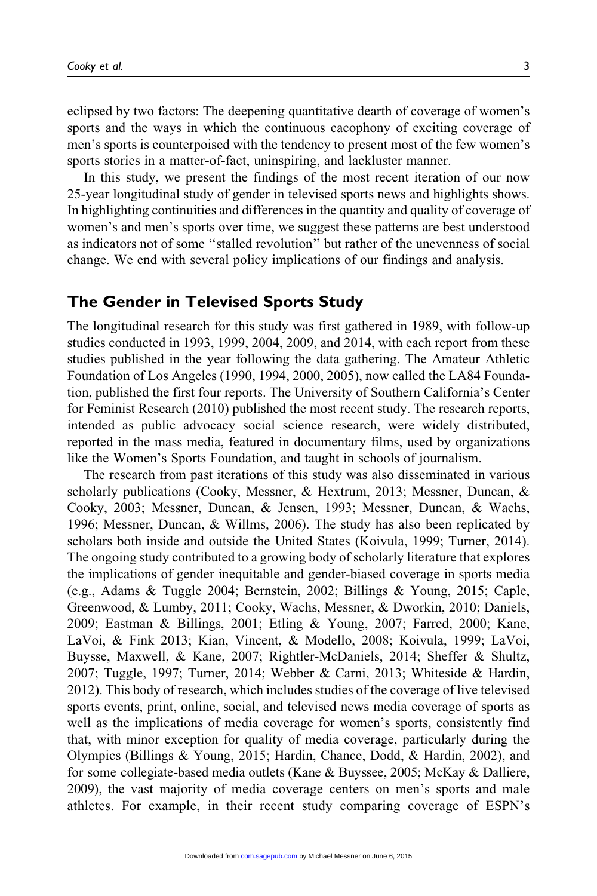eclipsed by two factors: The deepening quantitative dearth of coverage of women's sports and the ways in which the continuous cacophony of exciting coverage of men's sports is counterpoised with the tendency to present most of the few women's sports stories in a matter-of-fact, uninspiring, and lackluster manner.

In this study, we present the findings of the most recent iteration of our now 25-year longitudinal study of gender in televised sports news and highlights shows. In highlighting continuities and differences in the quantity and quality of coverage of women's and men's sports over time, we suggest these patterns are best understood as indicators not of some ''stalled revolution'' but rather of the unevenness of social change. We end with several policy implications of our findings and analysis.

## The Gender in Televised Sports Study

The longitudinal research for this study was first gathered in 1989, with follow-up studies conducted in 1993, 1999, 2004, 2009, and 2014, with each report from these studies published in the year following the data gathering. The Amateur Athletic Foundation of Los Angeles (1990, 1994, 2000, 2005), now called the LA84 Foundation, published the first four reports. The University of Southern California's Center for Feminist Research (2010) published the most recent study. The research reports, intended as public advocacy social science research, were widely distributed, reported in the mass media, featured in documentary films, used by organizations like the Women's Sports Foundation, and taught in schools of journalism.

The research from past iterations of this study was also disseminated in various scholarly publications (Cooky, Messner, & Hextrum, 2013; Messner, Duncan, & Cooky, 2003; Messner, Duncan, & Jensen, 1993; Messner, Duncan, & Wachs, 1996; Messner, Duncan, & Willms, 2006). The study has also been replicated by scholars both inside and outside the United States (Koivula, 1999; Turner, 2014). The ongoing study contributed to a growing body of scholarly literature that explores the implications of gender inequitable and gender-biased coverage in sports media (e.g., Adams & Tuggle 2004; Bernstein, 2002; Billings & Young, 2015; Caple, Greenwood, & Lumby, 2011; Cooky, Wachs, Messner, & Dworkin, 2010; Daniels, 2009; Eastman & Billings, 2001; Etling & Young, 2007; Farred, 2000; Kane, LaVoi, & Fink 2013; Kian, Vincent, & Modello, 2008; Koivula, 1999; LaVoi, Buysse, Maxwell, & Kane, 2007; Rightler-McDaniels, 2014; Sheffer & Shultz, 2007; Tuggle, 1997; Turner, 2014; Webber & Carni, 2013; Whiteside & Hardin, 2012). This body of research, which includes studies of the coverage of live televised sports events, print, online, social, and televised news media coverage of sports as well as the implications of media coverage for women's sports, consistently find that, with minor exception for quality of media coverage, particularly during the Olympics (Billings & Young, 2015; Hardin, Chance, Dodd, & Hardin, 2002), and for some collegiate-based media outlets (Kane & Buyssee, 2005; McKay & Dalliere, 2009), the vast majority of media coverage centers on men's sports and male athletes. For example, in their recent study comparing coverage of ESPN's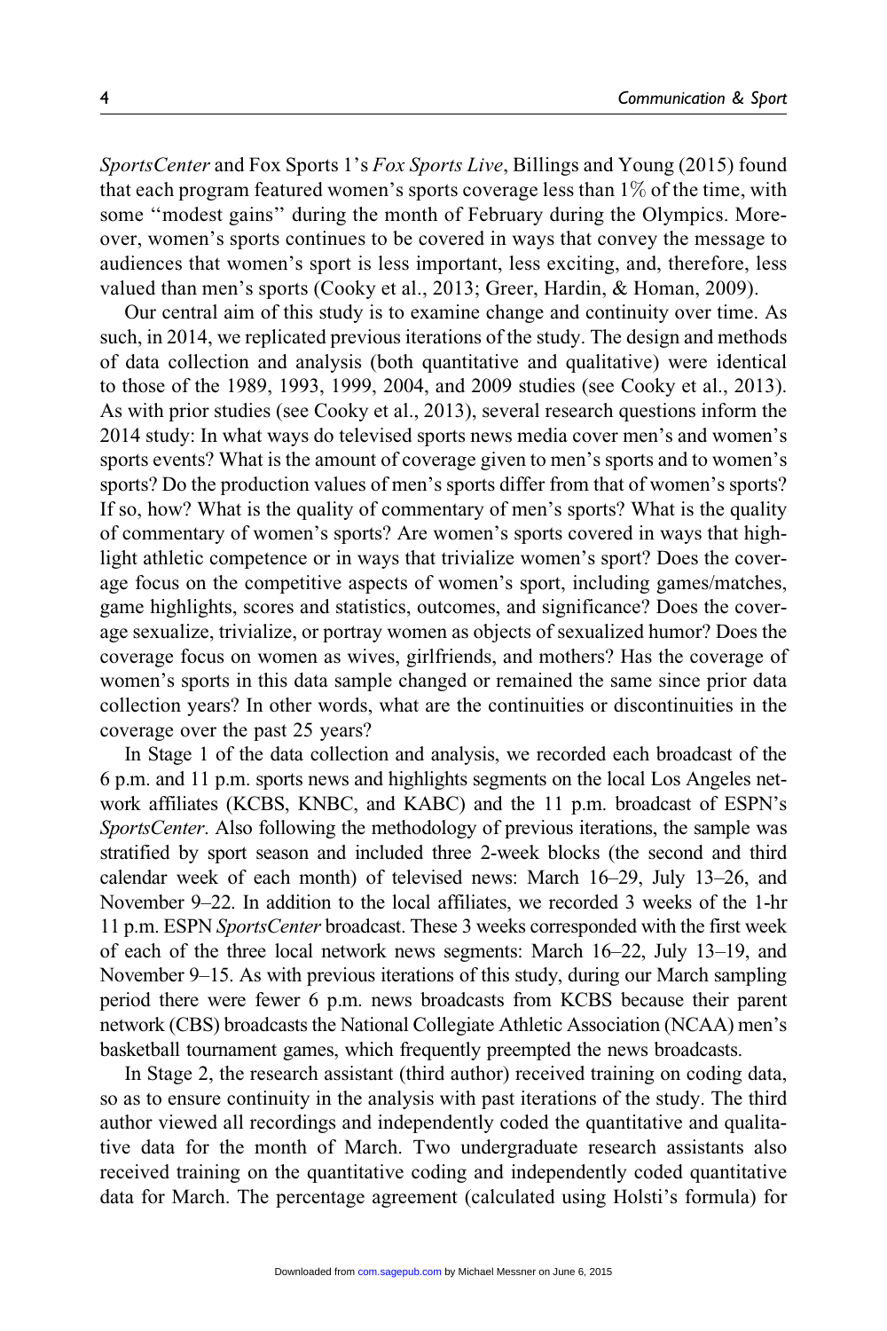*SportsCenter* and Fox Sports 1's *Fox Sports Live*, Billings and Young (2015) found that each program featured women's sports coverage less than 1% of the time, with some ''modest gains'' during the month of February during the Olympics. Moreover, women's sports continues to be covered in ways that convey the message to audiences that women's sport is less important, less exciting, and, therefore, less valued than men's sports (Cooky et al., 2013; Greer, Hardin, & Homan, 2009).

Our central aim of this study is to examine change and continuity over time. As such, in 2014, we replicated previous iterations of the study. The design and methods of data collection and analysis (both quantitative and qualitative) were identical to those of the 1989, 1993, 1999, 2004, and 2009 studies (see Cooky et al., 2013). As with prior studies (see Cooky et al., 2013), several research questions inform the 2014 study: In what ways do televised sports news media cover men's and women's sports events? What is the amount of coverage given to men's sports and to women's sports? Do the production values of men's sports differ from that of women's sports? If so, how? What is the quality of commentary of men's sports? What is the quality of commentary of women's sports? Are women's sports covered in ways that highlight athletic competence or in ways that trivialize women's sport? Does the coverage focus on the competitive aspects of women's sport, including games/matches, game highlights, scores and statistics, outcomes, and significance? Does the coverage sexualize, trivialize, or portray women as objects of sexualized humor? Does the coverage focus on women as wives, girlfriends, and mothers? Has the coverage of women's sports in this data sample changed or remained the same since prior data collection years? In other words, what are the continuities or discontinuities in the coverage over the past 25 years?

In Stage 1 of the data collection and analysis, we recorded each broadcast of the 6 p.m. and 11 p.m. sports news and highlights segments on the local Los Angeles network affiliates (KCBS, KNBC, and KABC) and the 11 p.m. broadcast of ESPN's *SportsCenter*. Also following the methodology of previous iterations, the sample was stratified by sport season and included three 2-week blocks (the second and third calendar week of each month) of televised news: March 16–29, July 13–26, and November 9–22. In addition to the local affiliates, we recorded 3 weeks of the 1-hr 11 p.m. ESPN *SportsCenter* broadcast. These 3 weeks corresponded with the first week of each of the three local network news segments: March 16–22, July 13–19, and November 9–15. As with previous iterations of this study, during our March sampling period there were fewer 6 p.m. news broadcasts from KCBS because their parent network (CBS) broadcasts the National Collegiate Athletic Association (NCAA) men's basketball tournament games, which frequently preempted the news broadcasts.

In Stage 2, the research assistant (third author) received training on coding data, so as to ensure continuity in the analysis with past iterations of the study. The third author viewed all recordings and independently coded the quantitative and qualitative data for the month of March. Two undergraduate research assistants also received training on the quantitative coding and independently coded quantitative data for March. The percentage agreement (calculated using Holsti's formula) for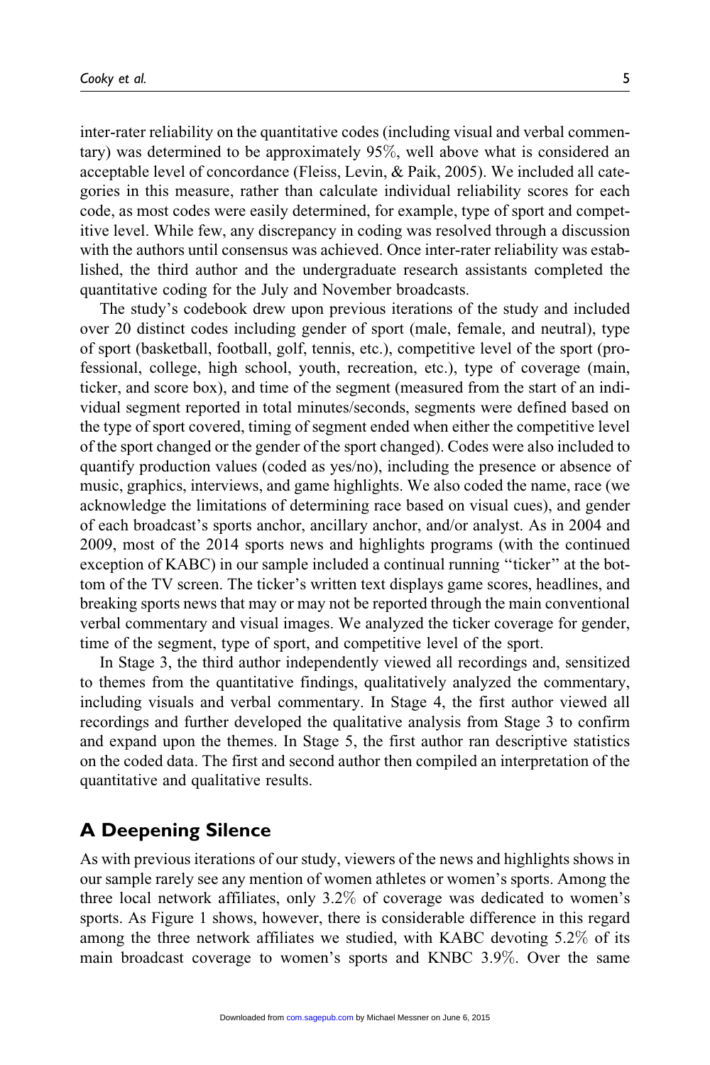inter-rater reliability on the quantitative codes (including visual and verbal commentary) was determined to be approximately 95%, well above what is considered an acceptable level of concordance (Fleiss, Levin, & Paik, 2005). We included all categories in this measure, rather than calculate individual reliability scores for each code, as most codes were easily determined, for example, type of sport and competitive level. While few, any discrepancy in coding was resolved through a discussion with the authors until consensus was achieved. Once inter-rater reliability was established, the third author and the undergraduate research assistants completed the quantitative coding for the July and November broadcasts.

The study's codebook drew upon previous iterations of the study and included over 20 distinct codes including gender of sport (male, female, and neutral), type of sport (basketball, football, golf, tennis, etc.), competitive level of the sport (professional, college, high school, youth, recreation, etc.), type of coverage (main, ticker, and score box), and time of the segment (measured from the start of an individual segment reported in total minutes/seconds, segments were defined based on the type of sport covered, timing of segment ended when either the competitive level of the sport changed or the gender of the sport changed). Codes were also included to quantify production values (coded as yes/no), including the presence or absence of music, graphics, interviews, and game highlights. We also coded the name, race (we acknowledge the limitations of determining race based on visual cues), and gender of each broadcast's sports anchor, ancillary anchor, and/or analyst. As in 2004 and 2009, most of the 2014 sports news and highlights programs (with the continued exception of KABC) in our sample included a continual running "ticker" at the bottom of the TV screen. The ticker's written text displays game scores, headlines, and breaking sports news that may or may not be reported through the main conventional verbal commentary and visual images. We analyzed the ticker coverage for gender, time of the segment, type of sport, and competitive level of the sport.

In Stage 3, the third author independently viewed all recordings and, sensitized to themes from the quantitative findings, qualitatively analyzed the commentary, including visuals and verbal commentary. In Stage 4, the first author viewed all recordings and further developed the qualitative analysis from Stage 3 to confirm and expand upon the themes. In Stage 5, the first author ran descriptive statistics on the coded data. The first and second author then compiled an interpretation of the quantitative and qualitative results.

## A Deepening Silence

As with previous iterations of our study, viewers of the news and highlights shows in our sample rarely see any mention of women athletes or women's sports. Among the three local network affiliates, only 3.2% of coverage was dedicated to women's sports. As Figure 1 shows, however, there is considerable difference in this regard among the three network affiliates we studied, with KABC devoting 5.2% of its main broadcast coverage to women's sports and KNBC 3.9%. Over the same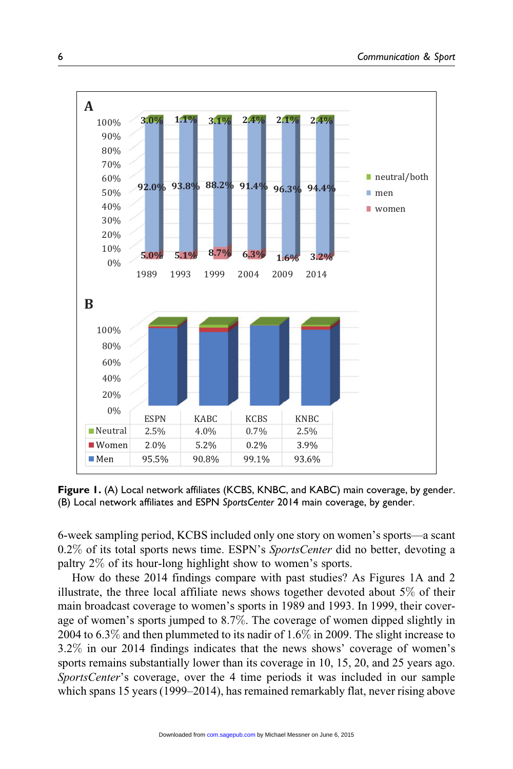| | ESPN | KABC | KCBS | KNBC |
|---|---|---|---|---|
| Neutral | 2.5% | 4.0% | 0.7% | 2.5% |
| Women | 2.0% | 5.2% | 0.2% | 3.9% |
| Men | 95.5% | 90.8% | 99.1% | 93.6% |

**Figure 1.** (A) Local network affiliates (KCBS, KNBC, and KABC) main coverage, by gender. (B) Local network affiliates and ESPN *SportsCenter* 2014 main coverage, by gender.

6-week sampling period, KCBS included only one story on women's sports—a scant 0.2% of its total sports news time. ESPN's *SportsCenter* did no better, devoting a paltry 2% of its hour-long highlight show to women's sports.

How do these 2014 findings compare with past studies? As Figures 1A and 2 illustrate, the three local affiliate news shows together devoted about 5% of their main broadcast coverage to women's sports in 1989 and 1993. In 1999, their coverage of women's sports jumped to 8.7%. The coverage of women dipped slightly in 2004 to 6.3% and then plummeted to its nadir of 1.6% in 2009. The slight increase to 3.2% in our 2014 findings indicates that the news shows' coverage of women's sports remains substantially lower than its coverage in 10, 15, 20, and 25 years ago. *SportsCenter*'s coverage, over the 4 time periods it was included in our sample which spans 15 years (1999–2014), has remained remarkably flat, never rising above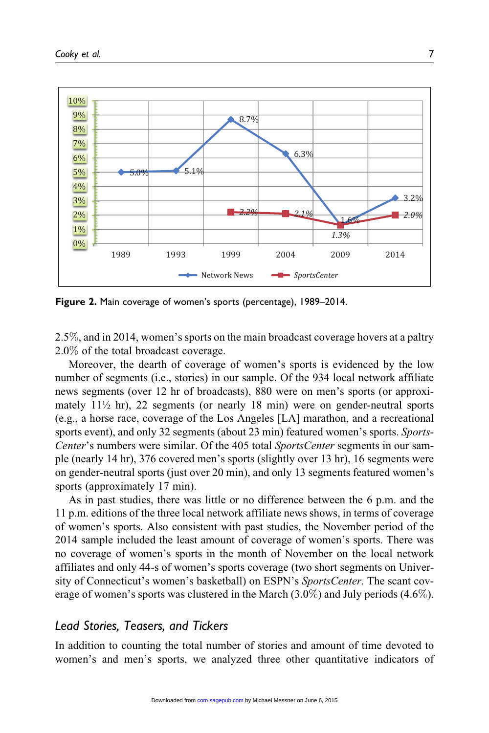Figure 2. Main coverage of women's sports (percentage), 1989–2014.

2.5%, and in 2014, women's sports on the main broadcast coverage hovers at a paltry 2.0% of the total broadcast coverage.

Moreover, the dearth of coverage of women's sports is evidenced by the low number of segments (i.e., stories) in our sample. Of the 934 local network affiliate news segments (over 12 hr of broadcasts), 880 were on men's sports (or approximately 11½ hr), 22 segments (or nearly 18 min) were on gender-neutral sports (e.g., a horse race, coverage of the Los Angeles [LA] marathon, and a recreational sports event), and only 32 segments (about 23 min) featured women's sports. *SportsCenter*'s numbers were similar. Of the 405 total *SportsCenter* segments in our sample (nearly 14 hr), 376 covered men's sports (slightly over 13 hr), 16 segments were on gender-neutral sports (just over 20 min), and only 13 segments featured women's sports (approximately 17 min).

As in past studies, there was little or no difference between the 6 p.m. and the 11 p.m. editions of the three local network affiliate news shows, in terms of coverage of women's sports. Also consistent with past studies, the November period of the 2014 sample included the least amount of coverage of women's sports. There was no coverage of women's sports in the month of November on the local network affiliates and only 44-s of women's sports coverage (two short segments on University of Connecticut's women's basketball) on ESPN's *SportsCenter*. The scant coverage of women's sports was clustered in the March (3.0%) and July periods (4.6%).

## *Lead Stories, Teasers, and Tickers*

In addition to counting the total number of stories and amount of time devoted to women's and men's sports, we analyzed three other quantitative indicators of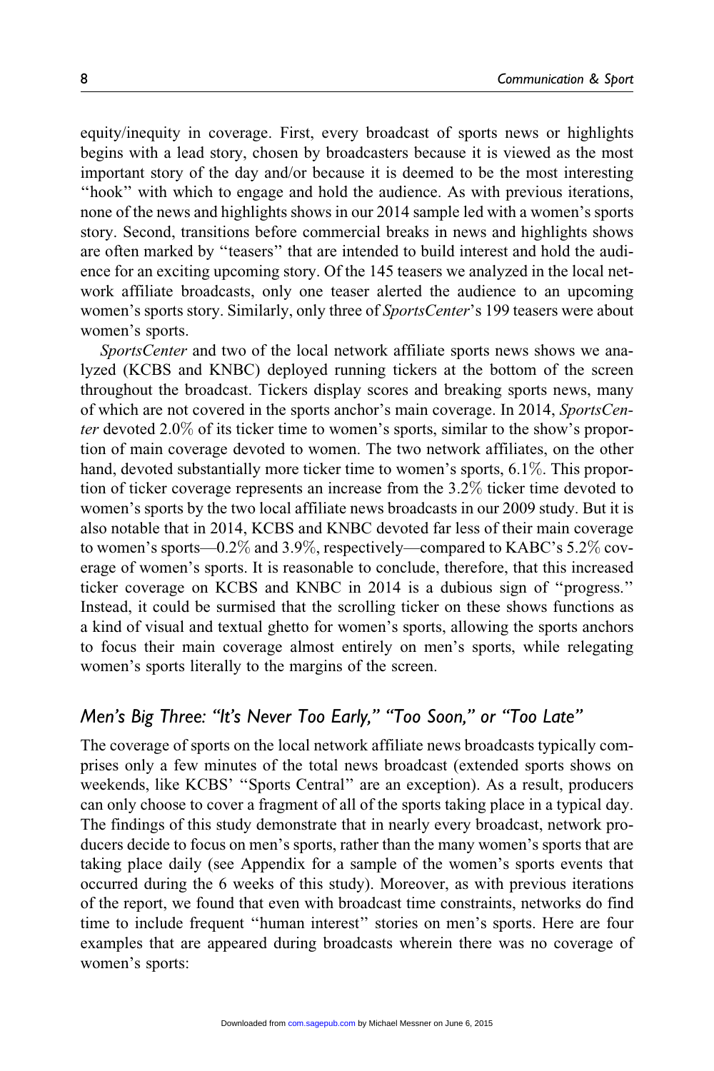equity/inequity in coverage. First, every broadcast of sports news or highlights begins with a lead story, chosen by broadcasters because it is viewed as the most important story of the day and/or because it is deemed to be the most interesting ''hook'' with which to engage and hold the audience. As with previous iterations, none of the news and highlights shows in our 2014 sample led with a women's sports story. Second, transitions before commercial breaks in news and highlights shows are often marked by ''teasers'' that are intended to build interest and hold the audience for an exciting upcoming story. Of the 145 teasers we analyzed in the local network affiliate broadcasts, only one teaser alerted the audience to an upcoming women's sports story. Similarly, only three of *SportsCenter*'s 199 teasers were about women's sports.

*SportsCenter* and two of the local network affiliate sports news shows we analyzed (KCBS and KNBC) deployed running tickers at the bottom of the screen throughout the broadcast. Tickers display scores and breaking sports news, many of which are not covered in the sports anchor's main coverage. In 2014, *SportsCenter* devoted 2.0% of its ticker time to women's sports, similar to the show's proportion of main coverage devoted to women. The two network affiliates, on the other hand, devoted substantially more ticker time to women's sports, 6.1%. This proportion of ticker coverage represents an increase from the 3.2% ticker time devoted to women's sports by the two local affiliate news broadcasts in our 2009 study. But it is also notable that in 2014, KCBS and KNBC devoted far less of their main coverage to women's sports—0.2% and 3.9%, respectively—compared to KABC's 5.2% coverage of women's sports. It is reasonable to conclude, therefore, that this increased ticker coverage on KCBS and KNBC in 2014 is a dubious sign of ''progress.'' Instead, it could be surmised that the scrolling ticker on these shows functions as a kind of visual and textual ghetto for women's sports, allowing the sports anchors to focus their main coverage almost entirely on men's sports, while relegating women's sports literally to the margins of the screen.

## *Men's Big Three: "It's Never Too Early," "Too Soon," or "Too Late"*

The coverage of sports on the local network affiliate news broadcasts typically comprises only a few minutes of the total news broadcast (extended sports shows on weekends, like KCBS' ''Sports Central'' are an exception). As a result, producers can only choose to cover a fragment of all of the sports taking place in a typical day. The findings of this study demonstrate that in nearly every broadcast, network producers decide to focus on men's sports, rather than the many women's sports that are taking place daily (see Appendix for a sample of the women's sports events that occurred during the 6 weeks of this study). Moreover, as with previous iterations of the report, we found that even with broadcast time constraints, networks do find time to include frequent ''human interest'' stories on men's sports. Here are four examples that are appeared during broadcasts wherein there was no coverage of women's sports: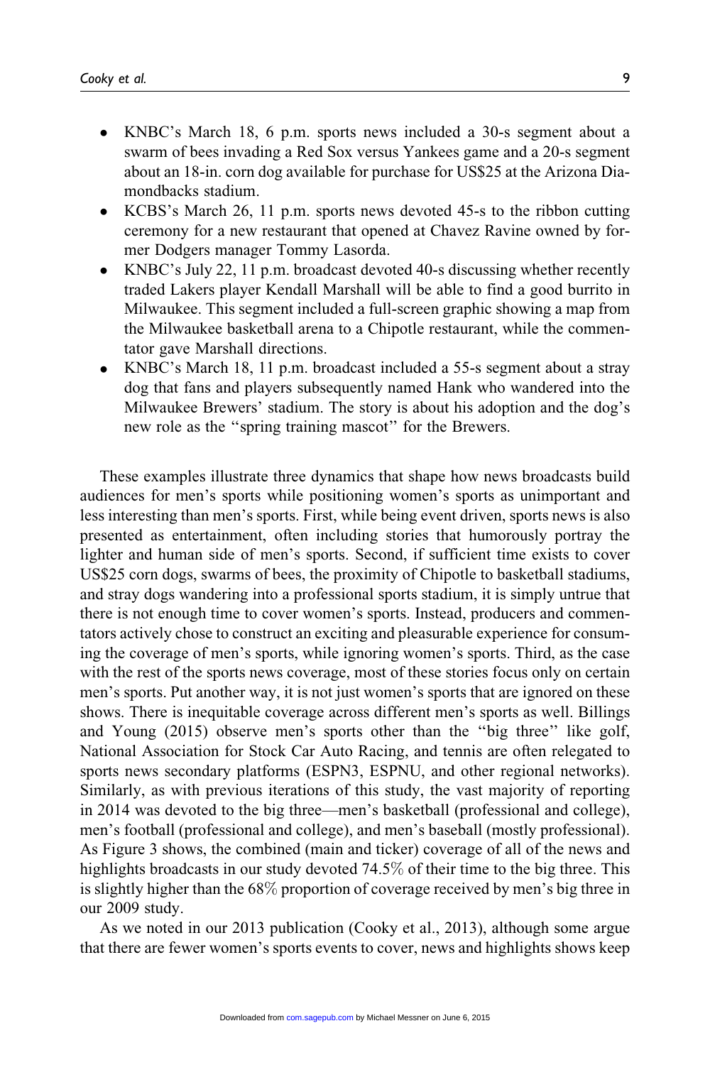- KNBC's March 18, 6 p.m. sports news included a 30-s segment about a swarm of bees invading a Red Sox versus Yankees game and a 20-s segment about an 18-in. corn dog available for purchase for US$25 at the Arizona Diamondbacks stadium.
- KCBS's March 26, 11 p.m. sports news devoted 45-s to the ribbon cutting ceremony for a new restaurant that opened at Chavez Ravine owned by former Dodgers manager Tommy Lasorda.
- KNBC's July 22, 11 p.m. broadcast devoted 40-s discussing whether recently traded Lakers player Kendall Marshall will be able to find a good burrito in Milwaukee. This segment included a full-screen graphic showing a map from the Milwaukee basketball arena to a Chipotle restaurant, while the commentator gave Marshall directions.
- KNBC's March 18, 11 p.m. broadcast included a 55-s segment about a stray dog that fans and players subsequently named Hank who wandered into the Milwaukee Brewers' stadium. The story is about his adoption and the dog's new role as the "spring training mascot" for the Brewers.

These examples illustrate three dynamics that shape how news broadcasts build audiences for men's sports while positioning women's sports as unimportant and less interesting than men's sports. First, while being event driven, sports news is also presented as entertainment, often including stories that humorously portray the lighter and human side of men's sports. Second, if sufficient time exists to cover US$25 corn dogs, swarms of bees, the proximity of Chipotle to basketball stadiums, and stray dogs wandering into a professional sports stadium, it is simply untrue that there is not enough time to cover women's sports. Instead, producers and commentators actively chose to construct an exciting and pleasurable experience for consuming the coverage of men's sports, while ignoring women's sports. Third, as the case with the rest of the sports news coverage, most of these stories focus only on certain men's sports. Put another way, it is not just women's sports that are ignored on these shows. There is inequitable coverage across different men's sports as well. Billings and Young (2015) observe men's sports other than the "big three" like golf, National Association for Stock Car Auto Racing, and tennis are often relegated to sports news secondary platforms (ESPN3, ESPNU, and other regional networks). Similarly, as with previous iterations of this study, the vast majority of reporting in 2014 was devoted to the big three—men's basketball (professional and college), men's football (professional and college), and men's baseball (mostly professional). As Figure 3 shows, the combined (main and ticker) coverage of all of the news and highlights broadcasts in our study devoted 74.5% of their time to the big three. This is slightly higher than the 68% proportion of coverage received by men's big three in our 2009 study.

As we noted in our 2013 publication (Cooky et al., 2013), although some argue that there are fewer women's sports events to cover, news and highlights shows keep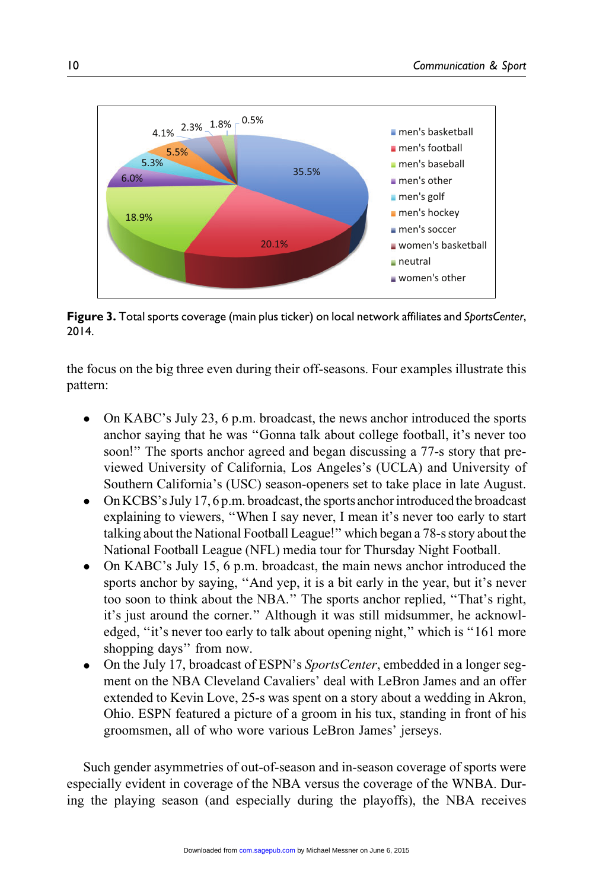Figure 3. Total sports coverage (main plus ticker) on local network affiliates and *SportsCenter*, 2014.

the focus on the big three even during their off-seasons. Four examples illustrate this pattern:

- On KABC's July 23, 6 p.m. broadcast, the news anchor introduced the sports anchor saying that he was "Gonna talk about college football, it's never too soon!" The sports anchor agreed and began discussing a 77-s story that previewed University of California, Los Angeles's (UCLA) and University of Southern California's (USC) season-openers set to take place in late August.
- On KCBS's July 17, 6 p.m. broadcast, the sports anchor introduced the broadcast explaining to viewers, "When I say never, I mean it's never too early to start talking about the National Football League!" which began a 78-s story about the National Football League (NFL) media tour for Thursday Night Football.
- On KABC's July 15, 6 p.m. broadcast, the main news anchor introduced the sports anchor by saying, "And yep, it is a bit early in the year, but it's never too soon to think about the NBA." The sports anchor replied, "That's right, it's just around the corner." Although it was still midsummer, he acknowledged, "it's never too early to talk about opening night," which is "161 more shopping days" from now.
- On the July 17, broadcast of ESPN's *SportsCenter*, embedded in a longer segment on the NBA Cleveland Cavaliers' deal with LeBron James and an offer extended to Kevin Love, 25-s was spent on a story about a wedding in Akron, Ohio. ESPN featured a picture of a groom in his tux, standing in front of his groomsmen, all of who wore various LeBron James' jerseys.

Such gender asymmetries of out-of-season and in-season coverage of sports were especially evident in coverage of the NBA versus the coverage of the WNBA. During the playing season (and especially during the playoffs), the NBA receives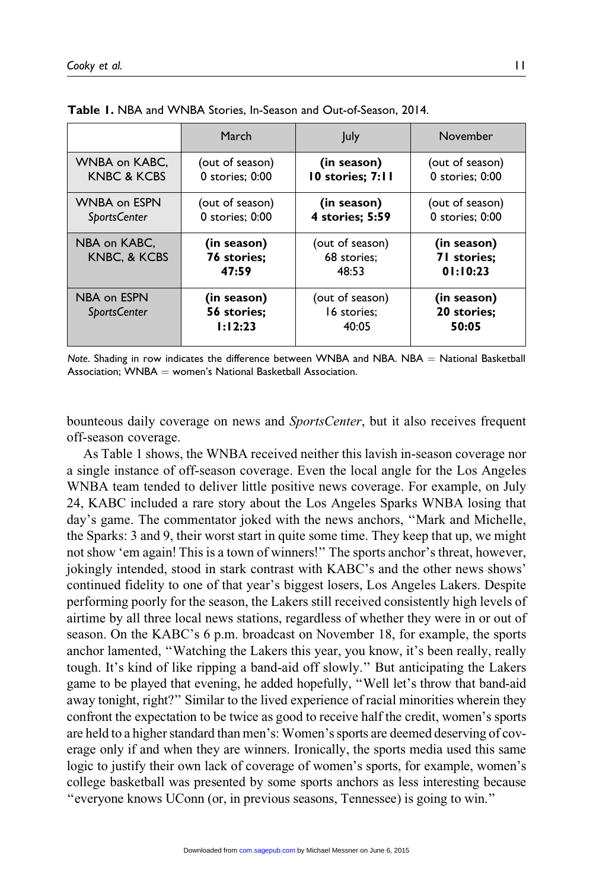**Table 1.** NBA and WNBA Stories, In-Season and Out-of-Season, 2014.

| | March | July | November |
|---|---|---|---|
| WNBA on KABC, KNBC & KCBS | (out of season) 0 stories; 0:00 | **(in season) 10 stories; 7:11** | (out of season) 0 stories; 0:00 |
| WNBA on ESPN *SportsCenter* | (out of season) 0 stories; 0:00 | **(in season) 4 stories; 5:59** | (out of season) 0 stories; 0:00 |
| NBA on KABC, KNBC, & KCBS | **(in season) 76 stories; 47:59** | (out of season) 68 stories; 48:53 | **(in season) 71 stories; 01:10:23** |
| NBA on ESPN *SportsCenter* | **(in season) 56 stories; 1:12:23** | (out of season) 16 stories; 40:05 | **(in season) 20 stories; 50:05** |

*Note.* Shading in row indicates the difference between WNBA and NBA. NBA = National Basketball Association; WNBA = women's National Basketball Association.

bounteous daily coverage on news and *SportsCenter*, but it also receives frequent off-season coverage.

As Table 1 shows, the WNBA received neither this lavish in-season coverage nor a single instance of off-season coverage. Even the local angle for the Los Angeles WNBA team tended to deliver little positive news coverage. For example, on July 24, KABC included a rare story about the Los Angeles Sparks WNBA losing that day's game. The commentator joked with the news anchors, "Mark and Michelle, the Sparks: 3 and 9, their worst start in quite some time. They keep that up, we might not show 'em again! This is a town of winners!" The sports anchor's threat, however, jokingly intended, stood in stark contrast with KABC's and the other news shows' continued fidelity to one of that year's biggest losers, Los Angeles Lakers. Despite performing poorly for the season, the Lakers still received consistently high levels of airtime by all three local news stations, regardless of whether they were in or out of season. On the KABC's 6 p.m. broadcast on November 18, for example, the sports anchor lamented, "Watching the Lakers this year, you know, it's been really, really tough. It's kind of like ripping a band-aid off slowly." But anticipating the Lakers game to be played that evening, he added hopefully, "Well let's throw that band-aid away tonight, right?" Similar to the lived experience of racial minorities wherein they confront the expectation to be twice as good to receive half the credit, women's sports are held to a higher standard than men's: Women's sports are deemed deserving of coverage only if and when they are winners. Ironically, the sports media used this same logic to justify their own lack of coverage of women's sports, for example, women's college basketball was presented by some sports anchors as less interesting because "everyone knows UConn (or, in previous seasons, Tennessee) is going to win."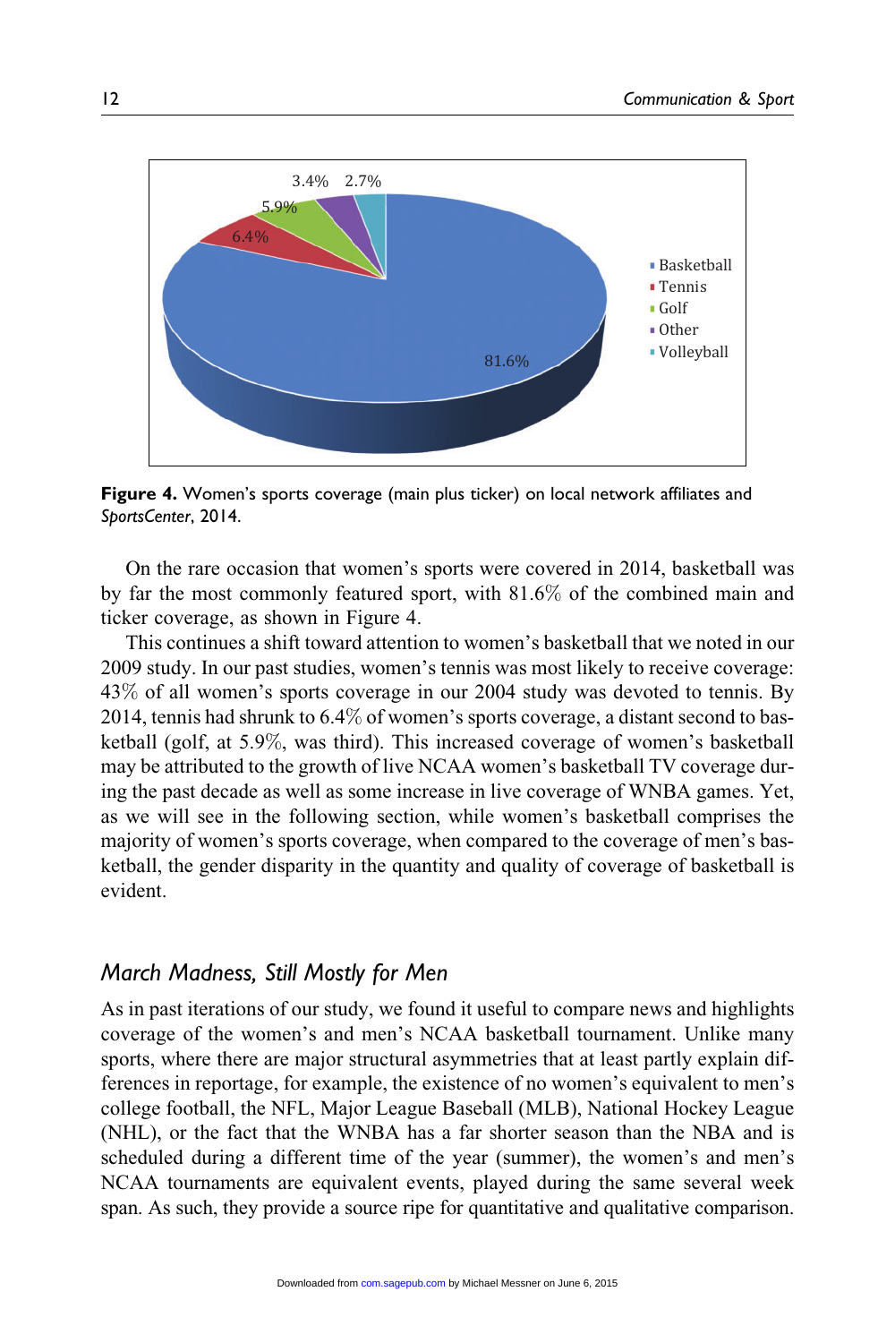**Figure 4.** Women's sports coverage (main plus ticker) on local network affiliates and *SportsCenter*, 2014.

On the rare occasion that women's sports were covered in 2014, basketball was by far the most commonly featured sport, with 81.6% of the combined main and ticker coverage, as shown in Figure 4.

This continues a shift toward attention to women's basketball that we noted in our 2009 study. In our past studies, women's tennis was most likely to receive coverage: 43% of all women's sports coverage in our 2004 study was devoted to tennis. By 2014, tennis had shrunk to 6.4% of women's sports coverage, a distant second to basketball (golf, at 5.9%, was third). This increased coverage of women's basketball may be attributed to the growth of live NCAA women's basketball TV coverage during the past decade as well as some increase in live coverage of WNBA games. Yet, as we will see in the following section, while women's basketball comprises the majority of women's sports coverage, when compared to the coverage of men's basketball, the gender disparity in the quantity and quality of coverage of basketball is evident.

## *March Madness, Still Mostly for Men*

As in past iterations of our study, we found it useful to compare news and highlights coverage of the women's and men's NCAA basketball tournament. Unlike many sports, where there are major structural asymmetries that at least partly explain differences in reportage, for example, the existence of no women's equivalent to men's college football, the NFL, Major League Baseball (MLB), National Hockey League (NHL), or the fact that the WNBA has a far shorter season than the NBA and is scheduled during a different time of the year (summer), the women's and men's NCAA tournaments are equivalent events, played during the same several week span. As such, they provide a source ripe for quantitative and qualitative comparison.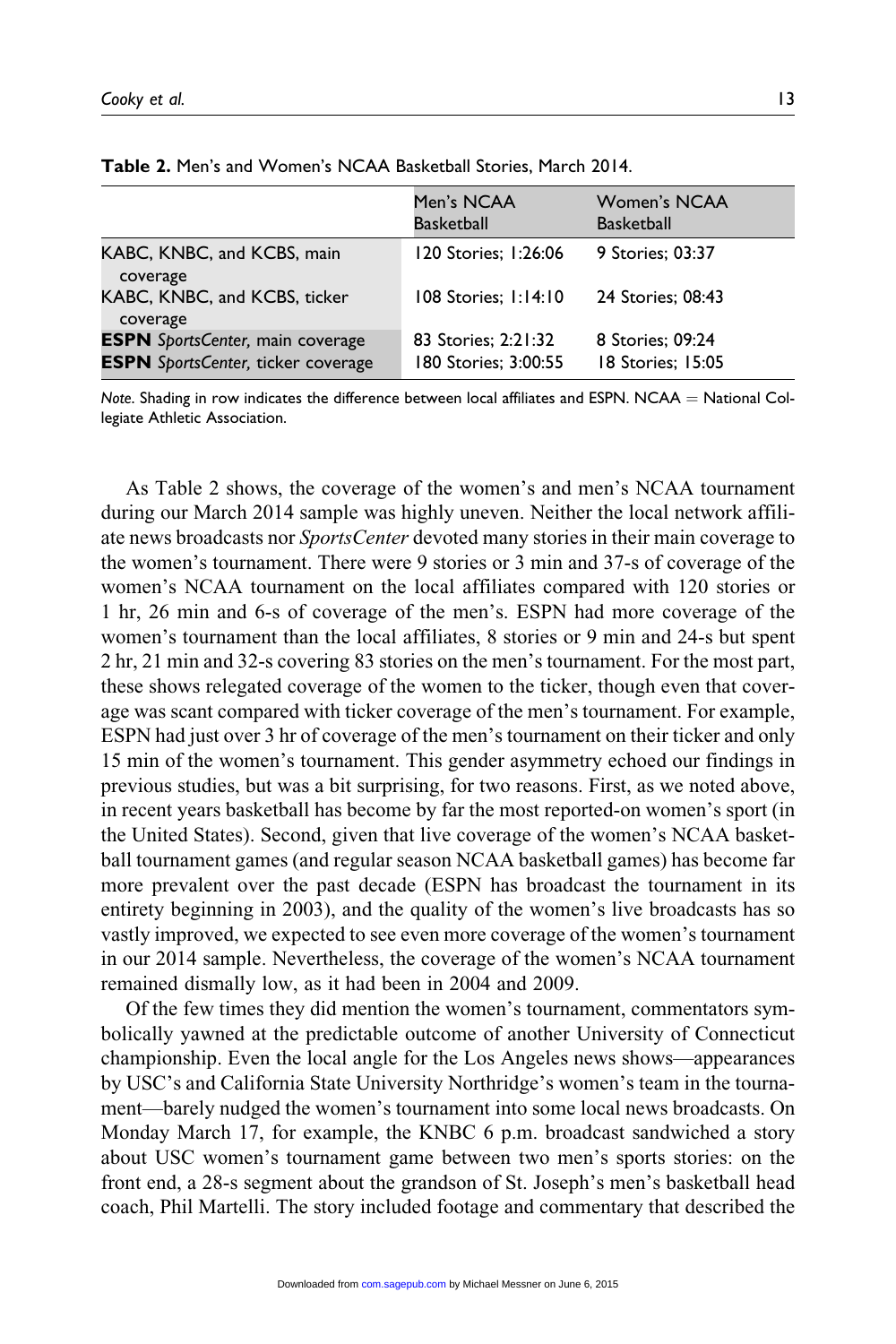**Table 2.** Men's and Women's NCAA Basketball Stories, March 2014.

| | Men's NCAA Basketball | Women's NCAA Basketball |
|---|---|---|
| KABC, KNBC, and KCBS, main coverage | 120 Stories; 1:26:06 | 9 Stories; 03:37 |
| KABC, KNBC, and KCBS, ticker coverage | 108 Stories; 1:14:10 | 24 Stories; 08:43 |
| **ESPN** *SportsCenter,* main coverage | 83 Stories; 2:21:32 | 8 Stories; 09:24 |
| **ESPN** *SportsCenter,* ticker coverage | 180 Stories; 3:00:55 | 18 Stories; 15:05 |

*Note.* Shading in row indicates the difference between local affiliates and ESPN. NCAA = National Collegiate Athletic Association.

As Table 2 shows, the coverage of the women's and men's NCAA tournament during our March 2014 sample was highly uneven. Neither the local network affiliate news broadcasts nor *SportsCenter* devoted many stories in their main coverage to the women's tournament. There were 9 stories or 3 min and 37-s of coverage of the women's NCAA tournament on the local affiliates compared with 120 stories or 1 hr, 26 min and 6-s of coverage of the men's. ESPN had more coverage of the women's tournament than the local affiliates, 8 stories or 9 min and 24-s but spent 2 hr, 21 min and 32-s covering 83 stories on the men's tournament. For the most part, these shows relegated coverage of the women to the ticker, though even that coverage was scant compared with ticker coverage of the men's tournament. For example, ESPN had just over 3 hr of coverage of the men's tournament on their ticker and only 15 min of the women's tournament. This gender asymmetry echoed our findings in previous studies, but was a bit surprising, for two reasons. First, as we noted above, in recent years basketball has become by far the most reported-on women's sport (in the United States). Second, given that live coverage of the women's NCAA basketball tournament games (and regular season NCAA basketball games) has become far more prevalent over the past decade (ESPN has broadcast the tournament in its entirety beginning in 2003), and the quality of the women's live broadcasts has so vastly improved, we expected to see even more coverage of the women's tournament in our 2014 sample. Nevertheless, the coverage of the women's NCAA tournament remained dismally low, as it had been in 2004 and 2009.

Of the few times they did mention the women's tournament, commentators symbolically yawned at the predictable outcome of another University of Connecticut championship. Even the local angle for the Los Angeles news shows—appearances by USC's and California State University Northridge's women's team in the tournament—barely nudged the women's tournament into some local news broadcasts. On Monday March 17, for example, the KNBC 6 p.m. broadcast sandwiched a story about USC women's tournament game between two men's sports stories: on the front end, a 28-s segment about the grandson of St. Joseph's men's basketball head coach, Phil Martelli. The story included footage and commentary that described the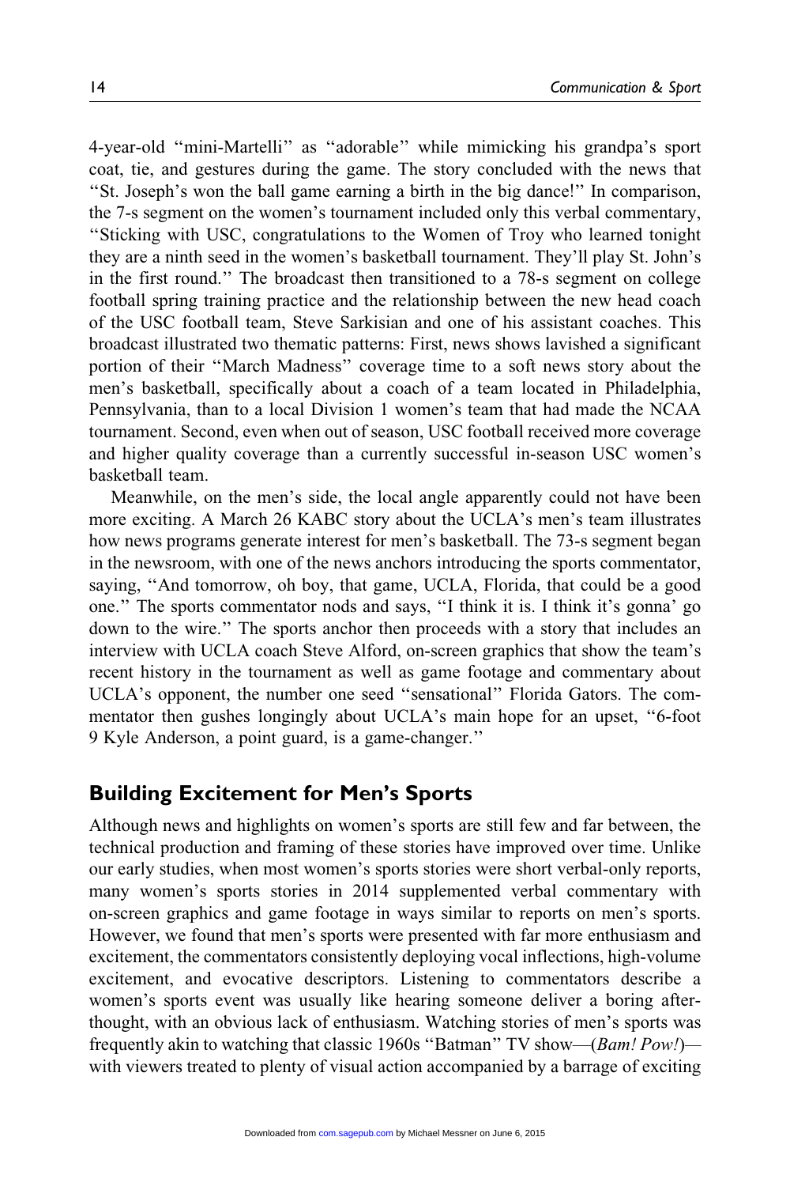4-year-old "mini-Martelli" as "adorable" while mimicking his grandpa's sport coat, tie, and gestures during the game. The story concluded with the news that "St. Joseph's won the ball game earning a birth in the big dance!" In comparison, the 7-s segment on the women's tournament included only this verbal commentary, "Sticking with USC, congratulations to the Women of Troy who learned tonight they are a ninth seed in the women's basketball tournament. They'll play St. John's in the first round." The broadcast then transitioned to a 78-s segment on college football spring training practice and the relationship between the new head coach of the USC football team, Steve Sarkisian and one of his assistant coaches. This broadcast illustrated two thematic patterns: First, news shows lavished a significant portion of their "March Madness" coverage time to a soft news story about the men's basketball, specifically about a coach of a team located in Philadelphia, Pennsylvania, than to a local Division 1 women's team that had made the NCAA tournament. Second, even when out of season, USC football received more coverage and higher quality coverage than a currently successful in-season USC women's basketball team.

Meanwhile, on the men's side, the local angle apparently could not have been more exciting. A March 26 KABC story about the UCLA's men's team illustrates how news programs generate interest for men's basketball. The 73-s segment began in the newsroom, with one of the news anchors introducing the sports commentator, saying, "And tomorrow, oh boy, that game, UCLA, Florida, that could be a good one." The sports commentator nods and says, "I think it is. I think it's gonna' go down to the wire." The sports anchor then proceeds with a story that includes an interview with UCLA coach Steve Alford, on-screen graphics that show the team's recent history in the tournament as well as game footage and commentary about UCLA's opponent, the number one seed "sensational" Florida Gators. The commentator then gushes longingly about UCLA's main hope for an upset, "6-foot 9 Kyle Anderson, a point guard, is a game-changer."

## Building Excitement for Men's Sports

Although news and highlights on women's sports are still few and far between, the technical production and framing of these stories have improved over time. Unlike our early studies, when most women's sports stories were short verbal-only reports, many women's sports stories in 2014 supplemented verbal commentary with on-screen graphics and game footage in ways similar to reports on men's sports. However, we found that men's sports were presented with far more enthusiasm and excitement, the commentators consistently deploying vocal inflections, high-volume excitement, and evocative descriptors. Listening to commentators describe a women's sports event was usually like hearing someone deliver a boring afterthought, with an obvious lack of enthusiasm. Watching stories of men's sports was frequently akin to watching that classic 1960s "Batman" TV show—(*Bam! Pow!*)—with viewers treated to plenty of visual action accompanied by a barrage of exciting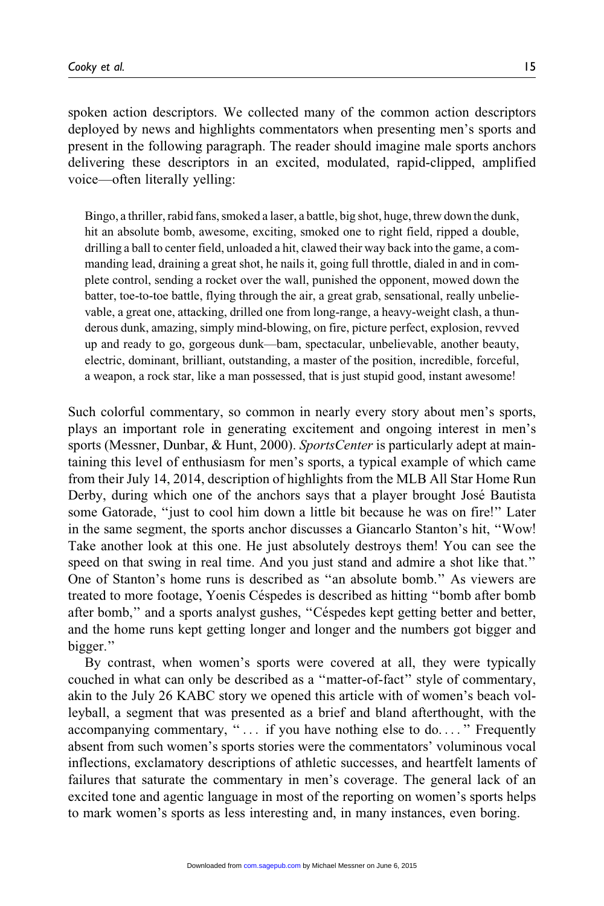spoken action descriptors. We collected many of the common action descriptors deployed by news and highlights commentators when presenting men's sports and present in the following paragraph. The reader should imagine male sports anchors delivering these descriptors in an excited, modulated, rapid-clipped, amplified voice—often literally yelling:

> Bingo, a thriller, rabid fans, smoked a laser, a battle, big shot, huge, threw down the dunk, hit an absolute bomb, awesome, exciting, smoked one to right field, ripped a double, drilling a ball to center field, unloaded a hit, clawed their way back into the game, a commanding lead, draining a great shot, he nails it, going full throttle, dialed in and in complete control, sending a rocket over the wall, punished the opponent, mowed down the batter, toe-to-toe battle, flying through the air, a great grab, sensational, really unbelievable, a great one, attacking, drilled one from long-range, a heavy-weight clash, a thunderous dunk, amazing, simply mind-blowing, on fire, picture perfect, explosion, revved up and ready to go, gorgeous dunk—bam, spectacular, unbelievable, another beauty, electric, dominant, brilliant, outstanding, a master of the position, incredible, forceful, a weapon, a rock star, like a man possessed, that is just stupid good, instant awesome!

Such colorful commentary, so common in nearly every story about men's sports, plays an important role in generating excitement and ongoing interest in men's sports (Messner, Dunbar, & Hunt, 2000). *SportsCenter* is particularly adept at maintaining this level of enthusiasm for men's sports, a typical example of which came from their July 14, 2014, description of highlights from the MLB All Star Home Run Derby, during which one of the anchors says that a player brought José Bautista some Gatorade, "just to cool him down a little bit because he was on fire!" Later in the same segment, the sports anchor discusses a Giancarlo Stanton's hit, "Wow! Take another look at this one. He just absolutely destroys them! You can see the speed on that swing in real time. And you just stand and admire a shot like that." One of Stanton's home runs is described as "an absolute bomb." As viewers are treated to more footage, Yoenis Céspedes is described as hitting "bomb after bomb after bomb," and a sports analyst gushes, "Céspedes kept getting better and better, and the home runs kept getting longer and longer and the numbers got bigger and bigger."

By contrast, when women's sports were covered at all, they were typically couched in what can only be described as a "matter-of-fact" style of commentary, akin to the July 26 KABC story we opened this article with of women's beach volleyball, a segment that was presented as a brief and bland afterthought, with the accompanying commentary, "... if you have nothing else to do...." Frequently absent from such women's sports stories were the commentators' voluminous vocal inflections, exclamatory descriptions of athletic successes, and heartfelt laments of failures that saturate the commentary in men's coverage. The general lack of an excited tone and agentic language in most of the reporting on women's sports helps to mark women's sports as less interesting and, in many instances, even boring.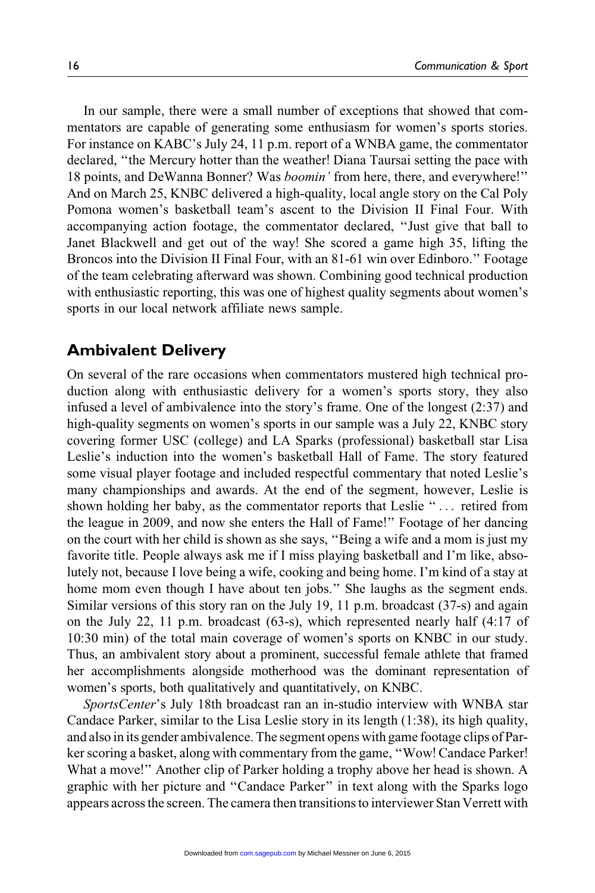In our sample, there were a small number of exceptions that showed that commentators are capable of generating some enthusiasm for women's sports stories. For instance on KABC's July 24, 11 p.m. report of a WNBA game, the commentator declared, ''the Mercury hotter than the weather! Diana Taursai setting the pace with 18 points, and DeWanna Bonner? Was *boomin'* from here, there, and everywhere!'' And on March 25, KNBC delivered a high-quality, local angle story on the Cal Poly Pomona women's basketball team's ascent to the Division II Final Four. With accompanying action footage, the commentator declared, ''Just give that ball to Janet Blackwell and get out of the way! She scored a game high 35, lifting the Broncos into the Division II Final Four, with an 81-61 win over Edinboro.'' Footage of the team celebrating afterward was shown. Combining good technical production with enthusiastic reporting, this was one of highest quality segments about women's sports in our local network affiliate news sample.

## Ambivalent Delivery

On several of the rare occasions when commentators mustered high technical production along with enthusiastic delivery for a women's sports story, they also infused a level of ambivalence into the story's frame. One of the longest (2:37) and high-quality segments on women's sports in our sample was a July 22, KNBC story covering former USC (college) and LA Sparks (professional) basketball star Lisa Leslie's induction into the women's basketball Hall of Fame. The story featured some visual player footage and included respectful commentary that noted Leslie's many championships and awards. At the end of the segment, however, Leslie is shown holding her baby, as the commentator reports that Leslie ''... retired from the league in 2009, and now she enters the Hall of Fame!'' Footage of her dancing on the court with her child is shown as she says, ''Being a wife and a mom is just my favorite title. People always ask me if I miss playing basketball and I'm like, absolutely not, because I love being a wife, cooking and being home. I'm kind of a stay at home mom even though I have about ten jobs.'' She laughs as the segment ends. Similar versions of this story ran on the July 19, 11 p.m. broadcast (37-s) and again on the July 22, 11 p.m. broadcast (63-s), which represented nearly half (4:17 of 10:30 min) of the total main coverage of women's sports on KNBC in our study. Thus, an ambivalent story about a prominent, successful female athlete that framed her accomplishments alongside motherhood was the dominant representation of women's sports, both qualitatively and quantitatively, on KNBC.

*SportsCenter*'s July 18th broadcast ran an in-studio interview with WNBA star Candace Parker, similar to the Lisa Leslie story in its length (1:38), its high quality, and also in its gender ambivalence. The segment opens with game footage clips of Parker scoring a basket, along with commentary from the game, ''Wow! Candace Parker! What a move!'' Another clip of Parker holding a trophy above her head is shown. A graphic with her picture and ''Candace Parker'' in text along with the Sparks logo appears across the screen. The camera then transitions to interviewer Stan Verrett with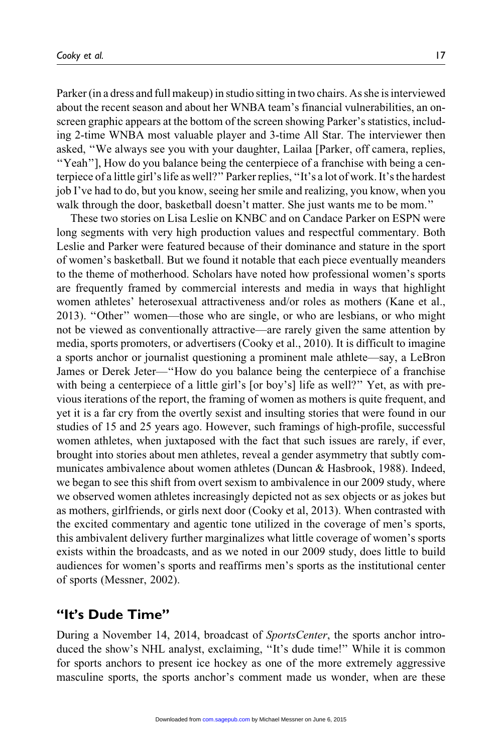Parker (in a dress and full makeup) in studio sitting in two chairs. As she is interviewed about the recent season and about her WNBA team's financial vulnerabilities, an on-screen graphic appears at the bottom of the screen showing Parker's statistics, including 2-time WNBA most valuable player and 3-time All Star. The interviewer then asked, "We always see you with your daughter, Lailaa [Parker, off camera, replies, "Yeah"], How do you balance being the centerpiece of a franchise with being a centerpiece of a little girl's life as well?" Parker replies, "It's a lot of work. It's the hardest job I've had to do, but you know, seeing her smile and realizing, you know, when you walk through the door, basketball doesn't matter. She just wants me to be mom."

These two stories on Lisa Leslie on KNBC and on Candace Parker on ESPN were long segments with very high production values and respectful commentary. Both Leslie and Parker were featured because of their dominance and stature in the sport of women's basketball. But we found it notable that each piece eventually meanders to the theme of motherhood. Scholars have noted how professional women's sports are frequently framed by commercial interests and media in ways that highlight women athletes' heterosexual attractiveness and/or roles as mothers (Kane et al., 2013). "Other" women—those who are single, or who are lesbians, or who might not be viewed as conventionally attractive—are rarely given the same attention by media, sports promoters, or advertisers (Cooky et al., 2010). It is difficult to imagine a sports anchor or journalist questioning a prominent male athlete—say, a LeBron James or Derek Jeter—"How do you balance being the centerpiece of a franchise with being a centerpiece of a little girl's [or boy's] life as well?" Yet, as with previous iterations of the report, the framing of women as mothers is quite frequent, and yet it is a far cry from the overtly sexist and insulting stories that were found in our studies of 15 and 25 years ago. However, such framings of high-profile, successful women athletes, when juxtaposed with the fact that such issues are rarely, if ever, brought into stories about men athletes, reveal a gender asymmetry that subtly communicates ambivalence about women athletes (Duncan & Hasbrook, 1988). Indeed, we began to see this shift from overt sexism to ambivalence in our 2009 study, where we observed women athletes increasingly depicted not as sex objects or as jokes but as mothers, girlfriends, or girls next door (Cooky et al, 2013). When contrasted with the excited commentary and agentic tone utilized in the coverage of men's sports, this ambivalent delivery further marginalizes what little coverage of women's sports exists within the broadcasts, and as we noted in our 2009 study, does little to build audiences for women's sports and reaffirms men's sports as the institutional center of sports (Messner, 2002).

## "It's Dude Time"

During a November 14, 2014, broadcast of *SportsCenter*, the sports anchor introduced the show's NHL analyst, exclaiming, "It's dude time!" While it is common for sports anchors to present ice hockey as one of the more extremely aggressive masculine sports, the sports anchor's comment made us wonder, when are these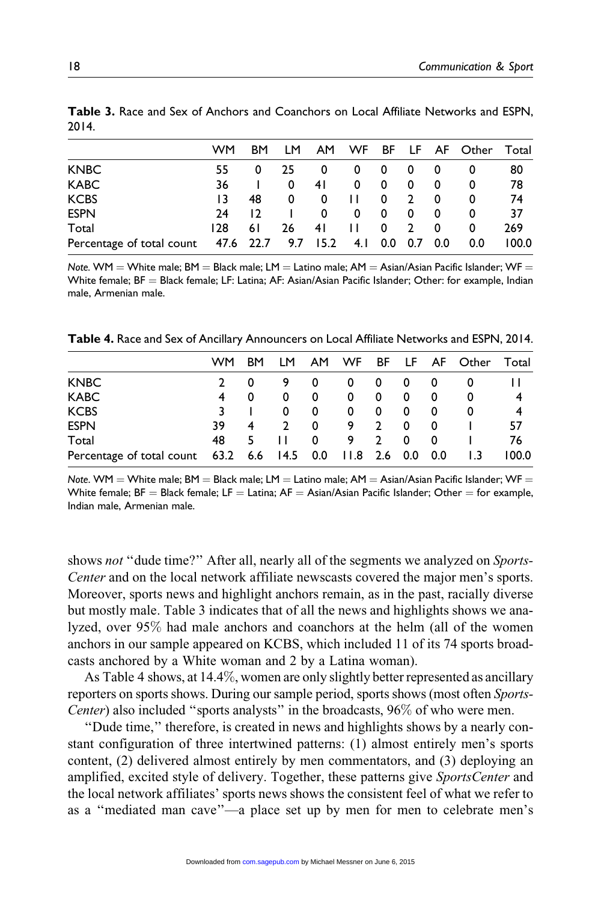**Table 3.** Race and Sex of Anchors and Coanchors on Local Affiliate Networks and ESPN, 2014.

| | WM | BM | LM | AM | WF | BF | LF | AF | Other | Total |
|---|---|---|---|---|---|---|---|---|---|---|
| KNBC | 55 | 0 | 25 | 0 | 0 | 0 | 0 | 0 | 0 | 80 |
| KABC | 36 | 1 | 0 | 41 | 0 | 0 | 0 | 0 | 0 | 78 |
| KCBS | 13 | 48 | 0 | 0 | 11 | 0 | 2 | 0 | 0 | 74 |
| ESPN | 24 | 12 | 1 | 0 | 0 | 0 | 0 | 0 | 0 | 37 |
| Total | 128 | 61 | 26 | 41 | 11 | 0 | 2 | 0 | 0 | 269 |
| Percentage of total count | 47.6 | 22.7 | 9.7 | 15.2 | 4.1 | 0.0 | 0.7 | 0.0 | 0.0 | 100.0 |

*Note.* WM = White male; BM = Black male; LM = Latino male; AM = Asian/Asian Pacific Islander; WF = White female; BF = Black female; LF: Latina; AF: Asian/Asian Pacific Islander; Other: for example, Indian male, Armenian male.

**Table 4.** Race and Sex of Ancillary Announcers on Local Affiliate Networks and ESPN, 2014.

| | WM | BM | LM | AM | WF | BF | LF | AF | Other | Total |
|---|---|---|---|---|---|---|---|---|---|---|
| KNBC | 2 | 0 | 9 | 0 | 0 | 0 | 0 | 0 | 0 | 11 |
| KABC | 4 | 0 | 0 | 0 | 0 | 0 | 0 | 0 | 0 | 4 |
| KCBS | 3 | 1 | 0 | 0 | 0 | 0 | 0 | 0 | 0 | 4 |
| ESPN | 39 | 4 | 2 | 0 | 9 | 2 | 0 | 0 | 1 | 57 |
| Total | 48 | 5 | 11 | 0 | 9 | 2 | 0 | 0 | 1 | 76 |
| Percentage of total count | 63.2 | 6.6 | 14.5 | 0.0 | 11.8 | 2.6 | 0.0 | 0.0 | 1.3 | 100.0 |

*Note.* WM = White male; BM = Black male; LM = Latino male; AM = Asian/Asian Pacific Islander; WF = White female; BF = Black female; LF = Latina; AF = Asian/Asian Pacific Islander; Other = for example, Indian male, Armenian male.

shows *not* ''dude time?'' After all, nearly all of the segments we analyzed on *SportsCenter* and on the local network affiliate newscasts covered the major men's sports. Moreover, sports news and highlight anchors remain, as in the past, racially diverse but mostly male. Table 3 indicates that of all the news and highlights shows we analyzed, over 95% had male anchors and coanchors at the helm (all of the women anchors in our sample appeared on KCBS, which included 11 of its 74 sports broadcasts anchored by a White woman and 2 by a Latina woman).

As Table 4 shows, at 14.4%, women are only slightly better represented as ancillary reporters on sports shows. During our sample period, sports shows (most often *SportsCenter*) also included ''sports analysts'' in the broadcasts, 96% of who were men.

''Dude time,'' therefore, is created in news and highlights shows by a nearly constant configuration of three intertwined patterns: (1) almost entirely men's sports content, (2) delivered almost entirely by men commentators, and (3) deploying an amplified, excited style of delivery. Together, these patterns give *SportsCenter* and the local network affiliates' sports news shows the consistent feel of what we refer to as a ''mediated man cave''—a place set up by men for men to celebrate men's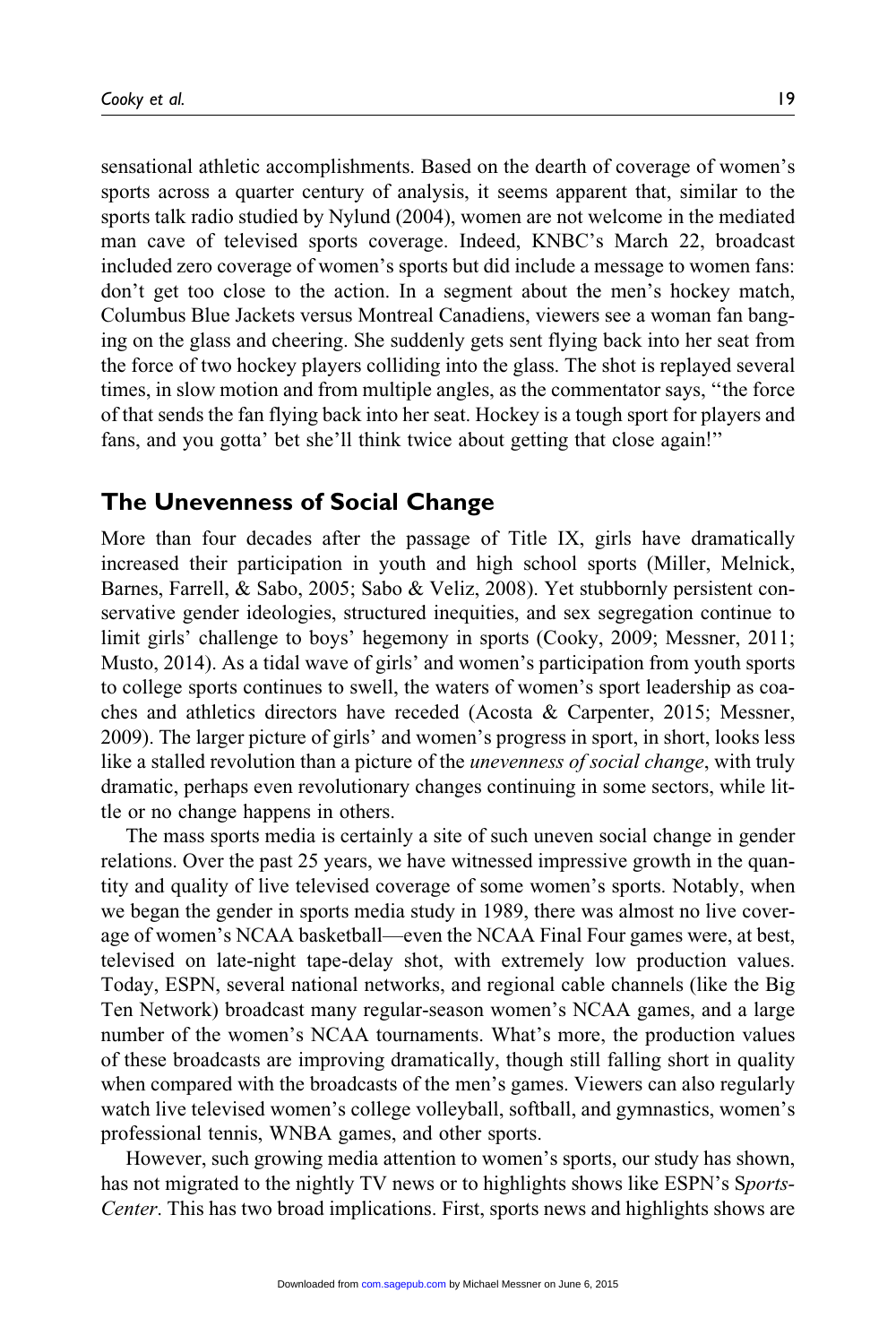sensational athletic accomplishments. Based on the dearth of coverage of women's sports across a quarter century of analysis, it seems apparent that, similar to the sports talk radio studied by Nylund (2004), women are not welcome in the mediated man cave of televised sports coverage. Indeed, KNBC's March 22, broadcast included zero coverage of women's sports but did include a message to women fans: don't get too close to the action. In a segment about the men's hockey match, Columbus Blue Jackets versus Montreal Canadiens, viewers see a woman fan banging on the glass and cheering. She suddenly gets sent flying back into her seat from the force of two hockey players colliding into the glass. The shot is replayed several times, in slow motion and from multiple angles, as the commentator says, "the force of that sends the fan flying back into her seat. Hockey is a tough sport for players and fans, and you gotta' bet she'll think twice about getting that close again!"

## The Unevenness of Social Change

More than four decades after the passage of Title IX, girls have dramatically increased their participation in youth and high school sports (Miller, Melnick, Barnes, Farrell, & Sabo, 2005; Sabo & Veliz, 2008). Yet stubbornly persistent conservative gender ideologies, structured inequities, and sex segregation continue to limit girls' challenge to boys' hegemony in sports (Cooky, 2009; Messner, 2011; Musto, 2014). As a tidal wave of girls' and women's participation from youth sports to college sports continues to swell, the waters of women's sport leadership as coaches and athletics directors have receded (Acosta & Carpenter, 2015; Messner, 2009). The larger picture of girls' and women's progress in sport, in short, looks less like a stalled revolution than a picture of the *unevenness of social change*, with truly dramatic, perhaps even revolutionary changes continuing in some sectors, while little or no change happens in others.

The mass sports media is certainly a site of such uneven social change in gender relations. Over the past 25 years, we have witnessed impressive growth in the quantity and quality of live televised coverage of some women's sports. Notably, when we began the gender in sports media study in 1989, there was almost no live coverage of women's NCAA basketball—even the NCAA Final Four games were, at best, televised on late-night tape-delay shot, with extremely low production values. Today, ESPN, several national networks, and regional cable channels (like the Big Ten Network) broadcast many regular-season women's NCAA games, and a large number of the women's NCAA tournaments. What's more, the production values of these broadcasts are improving dramatically, though still falling short in quality when compared with the broadcasts of the men's games. Viewers can also regularly watch live televised women's college volleyball, softball, and gymnastics, women's professional tennis, WNBA games, and other sports.

However, such growing media attention to women's sports, our study has shown, has not migrated to the nightly TV news or to highlights shows like ESPN's *SportsCenter*. This has two broad implications. First, sports news and highlights shows are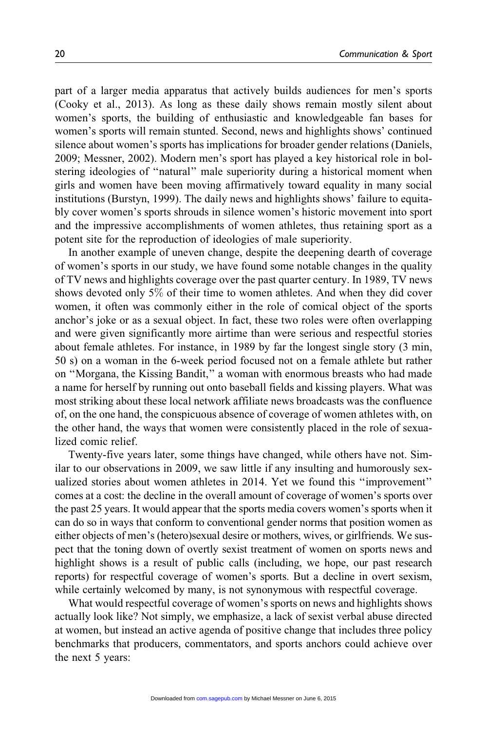part of a larger media apparatus that actively builds audiences for men's sports (Cooky et al., 2013). As long as these daily shows remain mostly silent about women's sports, the building of enthusiastic and knowledgeable fan bases for women's sports will remain stunted. Second, news and highlights shows' continued silence about women's sports has implications for broader gender relations (Daniels, 2009; Messner, 2002). Modern men's sport has played a key historical role in bolstering ideologies of ''natural'' male superiority during a historical moment when girls and women have been moving affirmatively toward equality in many social institutions (Burstyn, 1999). The daily news and highlights shows' failure to equitably cover women's sports shrouds in silence women's historic movement into sport and the impressive accomplishments of women athletes, thus retaining sport as a potent site for the reproduction of ideologies of male superiority.

In another example of uneven change, despite the deepening dearth of coverage of women's sports in our study, we have found some notable changes in the quality of TV news and highlights coverage over the past quarter century. In 1989, TV news shows devoted only 5% of their time to women athletes. And when they did cover women, it often was commonly either in the role of comical object of the sports anchor's joke or as a sexual object. In fact, these two roles were often overlapping and were given significantly more airtime than were serious and respectful stories about female athletes. For instance, in 1989 by far the longest single story (3 min, 50 s) on a woman in the 6-week period focused not on a female athlete but rather on ''Morgana, the Kissing Bandit,'' a woman with enormous breasts who had made a name for herself by running out onto baseball fields and kissing players. What was most striking about these local network affiliate news broadcasts was the confluence of, on the one hand, the conspicuous absence of coverage of women athletes with, on the other hand, the ways that women were consistently placed in the role of sexualized comic relief.

Twenty-five years later, some things have changed, while others have not. Similar to our observations in 2009, we saw little if any insulting and humorously sexualized stories about women athletes in 2014. Yet we found this ''improvement'' comes at a cost: the decline in the overall amount of coverage of women's sports over the past 25 years. It would appear that the sports media covers women's sports when it can do so in ways that conform to conventional gender norms that position women as either objects of men's (hetero)sexual desire or mothers, wives, or girlfriends. We suspect that the toning down of overtly sexist treatment of women on sports news and highlight shows is a result of public calls (including, we hope, our past research reports) for respectful coverage of women's sports. But a decline in overt sexism, while certainly welcomed by many, is not synonymous with respectful coverage.

What would respectful coverage of women's sports on news and highlights shows actually look like? Not simply, we emphasize, a lack of sexist verbal abuse directed at women, but instead an active agenda of positive change that includes three policy benchmarks that producers, commentators, and sports anchors could achieve over the next 5 years: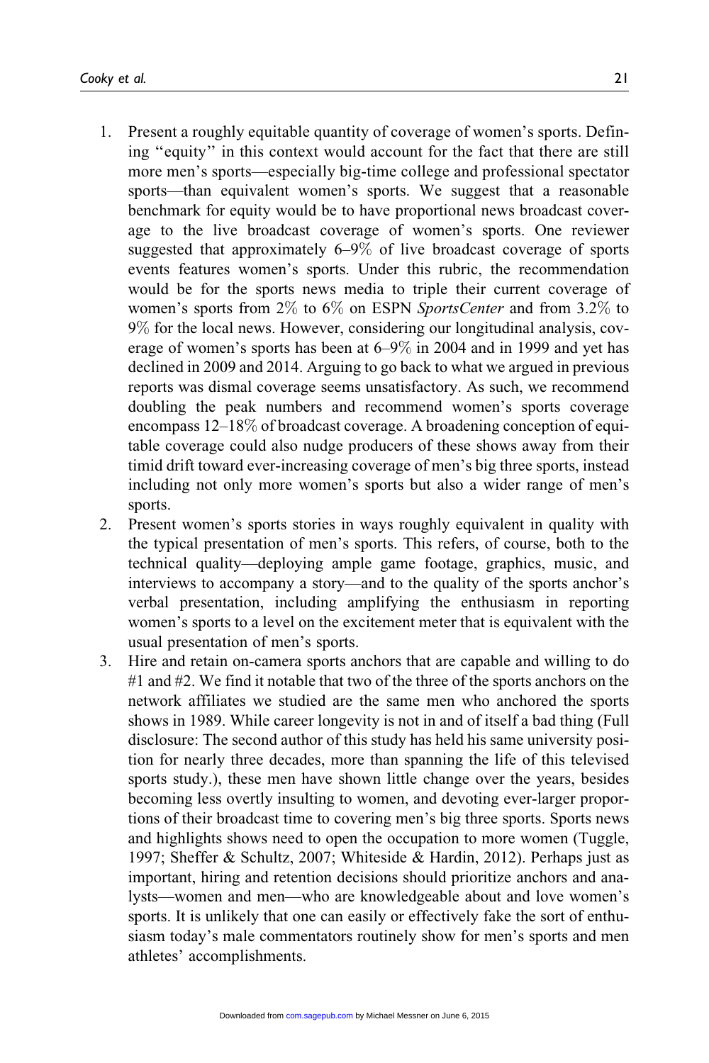1. Present a roughly equitable quantity of coverage of women's sports. Defining "equity" in this context would account for the fact that there are still more men's sports—especially big-time college and professional spectator sports—than equivalent women's sports. We suggest that a reasonable benchmark for equity would be to have proportional news broadcast coverage to the live broadcast coverage of women's sports. One reviewer suggested that approximately 6–9% of live broadcast coverage of sports events features women's sports. Under this rubric, the recommendation would be for the sports news media to triple their current coverage of women's sports from 2% to 6% on ESPN *SportsCenter* and from 3.2% to 9% for the local news. However, considering our longitudinal analysis, coverage of women's sports has been at 6–9% in 2004 and in 1999 and yet has declined in 2009 and 2014. Arguing to go back to what we argued in previous reports was dismal coverage seems unsatisfactory. As such, we recommend doubling the peak numbers and recommend women's sports coverage encompass 12–18% of broadcast coverage. A broadening conception of equitable coverage could also nudge producers of these shows away from their timid drift toward ever-increasing coverage of men's big three sports, instead including not only more women's sports but also a wider range of men's sports.
2. Present women's sports stories in ways roughly equivalent in quality with the typical presentation of men's sports. This refers, of course, both to the technical quality—deploying ample game footage, graphics, music, and interviews to accompany a story—and to the quality of the sports anchor's verbal presentation, including amplifying the enthusiasm in reporting women's sports to a level on the excitement meter that is equivalent with the usual presentation of men's sports.
3. Hire and retain on-camera sports anchors that are capable and willing to do #1 and #2. We find it notable that two of the three of the sports anchors on the network affiliates we studied are the same men who anchored the sports shows in 1989. While career longevity is not in and of itself a bad thing (Full disclosure: The second author of this study has held his same university position for nearly three decades, more than spanning the life of this televised sports study.), these men have shown little change over the years, besides becoming less overtly insulting to women, and devoting ever-larger proportions of their broadcast time to covering men's big three sports. Sports news and highlights shows need to open the occupation to more women (Tuggle, 1997; Sheffer & Schultz, 2007; Whiteside & Hardin, 2012). Perhaps just as important, hiring and retention decisions should prioritize anchors and analysts—women and men—who are knowledgeable about and love women's sports. It is unlikely that one can easily or effectively fake the sort of enthusiasm today's male commentators routinely show for men's sports and men athletes' accomplishments.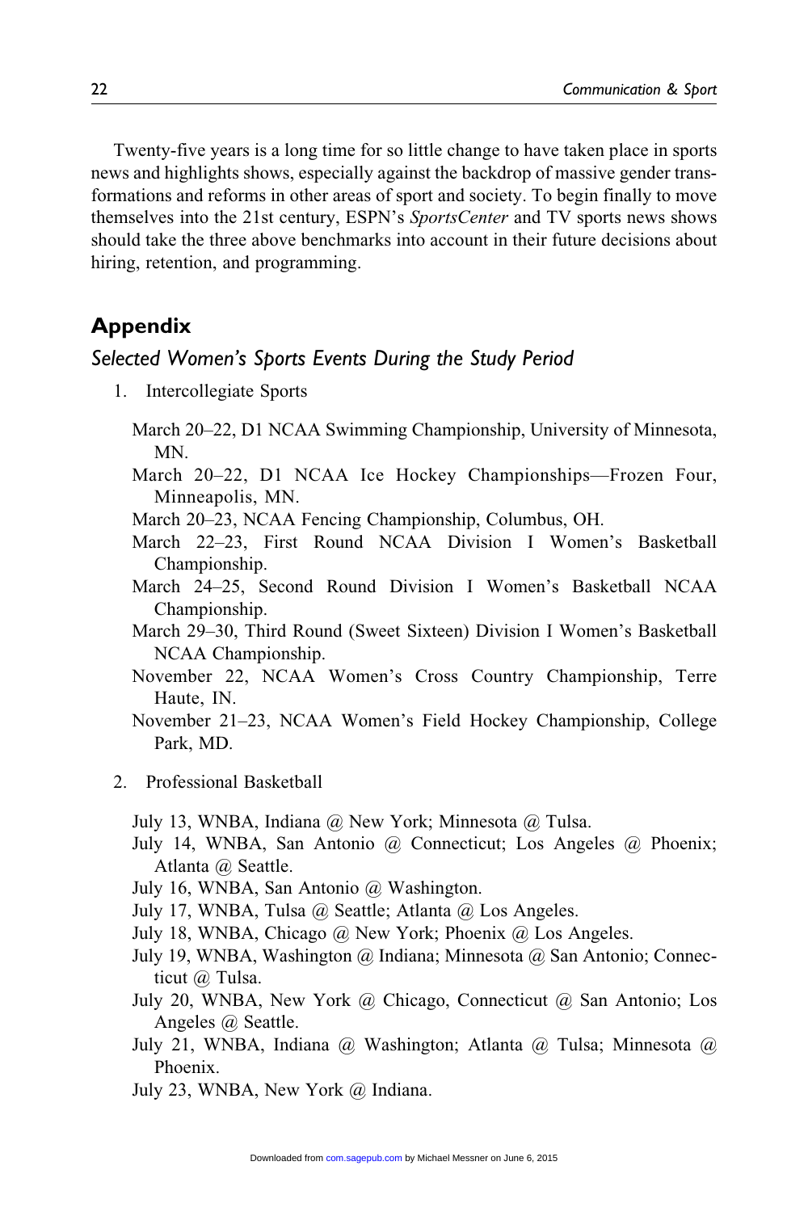Twenty-five years is a long time for so little change to have taken place in sports news and highlights shows, especially against the backdrop of massive gender transformations and reforms in other areas of sport and society. To begin finally to move themselves into the 21st century, ESPN's *SportsCenter* and TV sports news shows should take the three above benchmarks into account in their future decisions about hiring, retention, and programming.

## Appendix

### *Selected Women's Sports Events During the Study Period*

1. Intercollegiate Sports

   March 20–22, D1 NCAA Swimming Championship, University of Minnesota, MN.
   
   March 20–22, D1 NCAA Ice Hockey Championships—Frozen Four, Minneapolis, MN.
   
   March 20–23, NCAA Fencing Championship, Columbus, OH.
   
   March 22–23, First Round NCAA Division I Women's Basketball Championship.
   
   March 24–25, Second Round Division I Women's Basketball NCAA Championship.
   
   March 29–30, Third Round (Sweet Sixteen) Division I Women's Basketball NCAA Championship.
   
   November 22, NCAA Women's Cross Country Championship, Terre Haute, IN.
   
   November 21–23, NCAA Women's Field Hockey Championship, College Park, MD.

2. Professional Basketball

   July 13, WNBA, Indiana @ New York; Minnesota @ Tulsa.
   
   July 14, WNBA, San Antonio @ Connecticut; Los Angeles @ Phoenix; Atlanta @ Seattle.
   
   July 16, WNBA, San Antonio @ Washington.
   
   July 17, WNBA, Tulsa @ Seattle; Atlanta @ Los Angeles.
   
   July 18, WNBA, Chicago @ New York; Phoenix @ Los Angeles.
   
   July 19, WNBA, Washington @ Indiana; Minnesota @ San Antonio; Connecticut @ Tulsa.
   
   July 20, WNBA, New York @ Chicago, Connecticut @ San Antonio; Los Angeles @ Seattle.
   
   July 21, WNBA, Indiana @ Washington; Atlanta @ Tulsa; Minnesota @ Phoenix.
   
   July 23, WNBA, New York @ Indiana.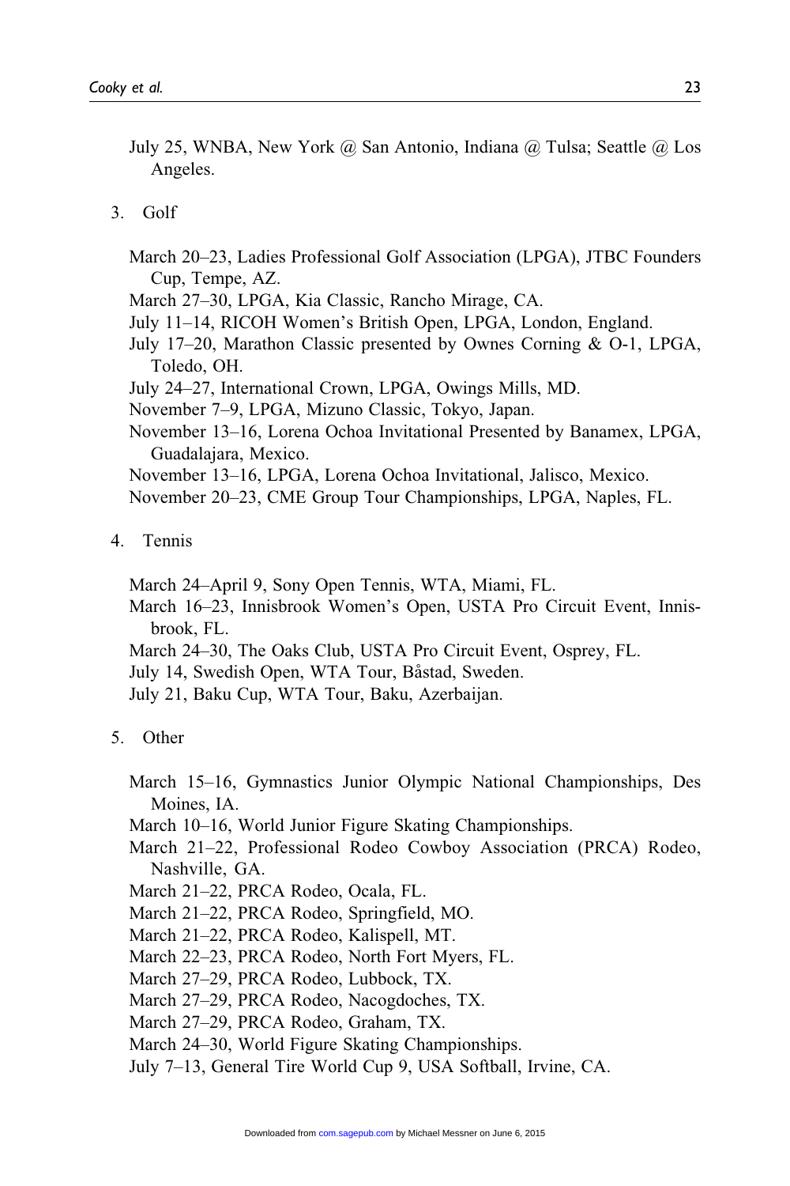July 25, WNBA, New York @ San Antonio, Indiana @ Tulsa; Seattle @ Los Angeles.

3. Golf

March 20–23, Ladies Professional Golf Association (LPGA), JTBC Founders Cup, Tempe, AZ.
March 27–30, LPGA, Kia Classic, Rancho Mirage, CA.
July 11–14, RICOH Women's British Open, LPGA, London, England.
July 17–20, Marathon Classic presented by Ownes Corning & O-1, LPGA, Toledo, OH.
July 24–27, International Crown, LPGA, Owings Mills, MD.
November 7–9, LPGA, Mizuno Classic, Tokyo, Japan.
November 13–16, Lorena Ochoa Invitational Presented by Banamex, LPGA, Guadalajara, Mexico.
November 13–16, LPGA, Lorena Ochoa Invitational, Jalisco, Mexico.
November 20–23, CME Group Tour Championships, LPGA, Naples, FL.

4. Tennis

March 24–April 9, Sony Open Tennis, WTA, Miami, FL.
March 16–23, Innisbrook Women's Open, USTA Pro Circuit Event, Innisbrook, FL.
March 24–30, The Oaks Club, USTA Pro Circuit Event, Osprey, FL.
July 14, Swedish Open, WTA Tour, Båstad, Sweden.
July 21, Baku Cup, WTA Tour, Baku, Azerbaijan.

5. Other

March 15–16, Gymnastics Junior Olympic National Championships, Des Moines, IA.
March 10–16, World Junior Figure Skating Championships.
March 21–22, Professional Rodeo Cowboy Association (PRCA) Rodeo, Nashville, GA.
March 21–22, PRCA Rodeo, Ocala, FL.
March 21–22, PRCA Rodeo, Springfield, MO.
March 21–22, PRCA Rodeo, Kalispell, MT.
March 22–23, PRCA Rodeo, North Fort Myers, FL.
March 27–29, PRCA Rodeo, Lubbock, TX.
March 27–29, PRCA Rodeo, Nacogdoches, TX.
March 27–29, PRCA Rodeo, Graham, TX.
March 24–30, World Figure Skating Championships.
July 7–13, General Tire World Cup 9, USA Softball, Irvine, CA.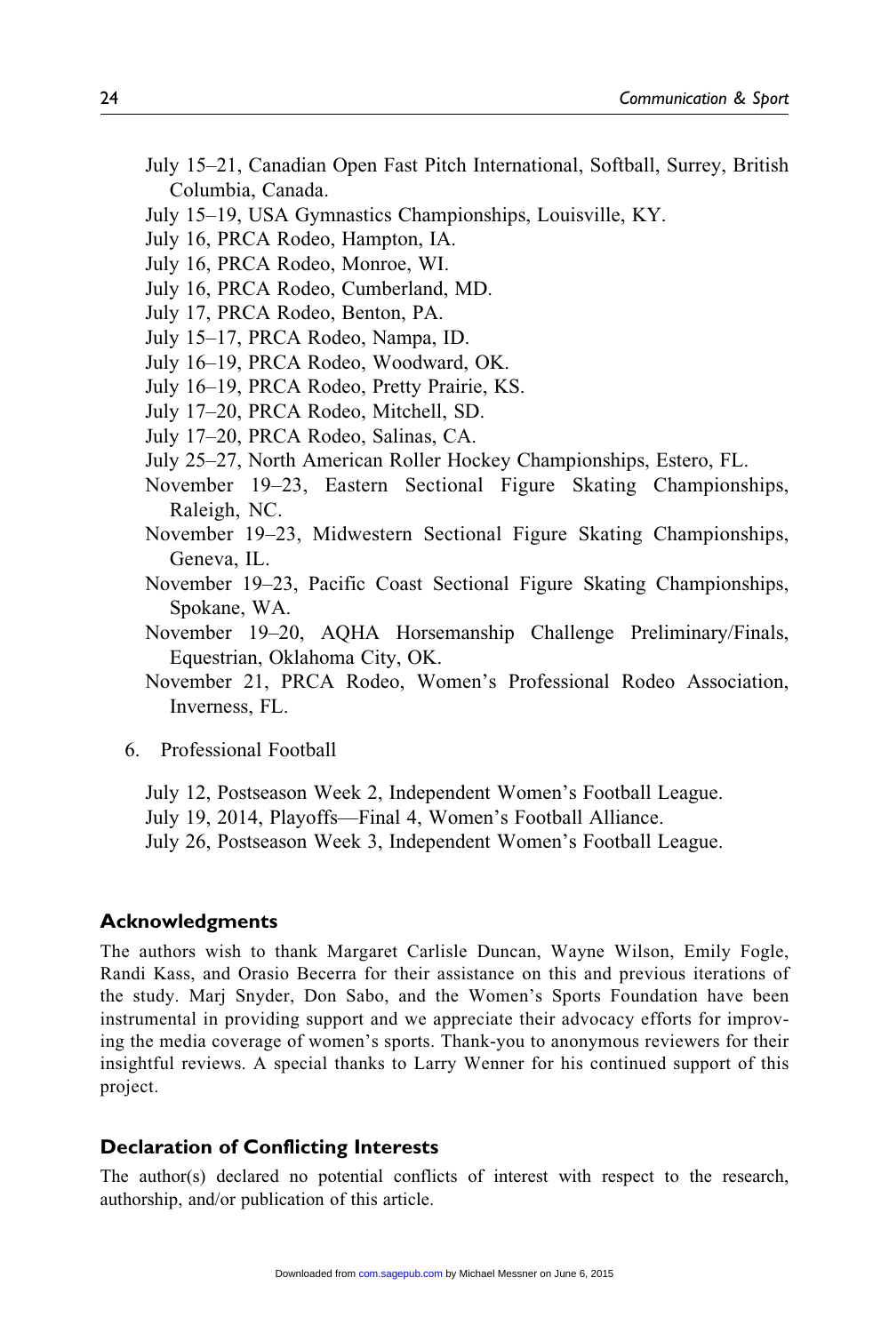July 15–21, Canadian Open Fast Pitch International, Softball, Surrey, British Columbia, Canada.
July 15–19, USA Gymnastics Championships, Louisville, KY.
July 16, PRCA Rodeo, Hampton, IA.
July 16, PRCA Rodeo, Monroe, WI.
July 16, PRCA Rodeo, Cumberland, MD.
July 17, PRCA Rodeo, Benton, PA.
July 15–17, PRCA Rodeo, Nampa, ID.
July 16–19, PRCA Rodeo, Woodward, OK.
July 16–19, PRCA Rodeo, Pretty Prairie, KS.
July 17–20, PRCA Rodeo, Mitchell, SD.
July 17–20, PRCA Rodeo, Salinas, CA.
July 25–27, North American Roller Hockey Championships, Estero, FL.
November 19–23, Eastern Sectional Figure Skating Championships, Raleigh, NC.
November 19–23, Midwestern Sectional Figure Skating Championships, Geneva, IL.
November 19–23, Pacific Coast Sectional Figure Skating Championships, Spokane, WA.
November 19–20, AQHA Horsemanship Challenge Preliminary/Finals, Equestrian, Oklahoma City, OK.
November 21, PRCA Rodeo, Women's Professional Rodeo Association, Inverness, FL.

6. Professional Football

July 12, Postseason Week 2, Independent Women's Football League.
July 19, 2014, Playoffs—Final 4, Women's Football Alliance.
July 26, Postseason Week 3, Independent Women's Football League.

## Acknowledgments

The authors wish to thank Margaret Carlisle Duncan, Wayne Wilson, Emily Fogle, Randi Kass, and Orasio Becerra for their assistance on this and previous iterations of the study. Marj Snyder, Don Sabo, and the Women's Sports Foundation have been instrumental in providing support and we appreciate their advocacy efforts for improving the media coverage of women's sports. Thank-you to anonymous reviewers for their insightful reviews. A special thanks to Larry Wenner for his continued support of this project.

## Declaration of Conflicting Interests

The author(s) declared no potential conflicts of interest with respect to the research, authorship, and/or publication of this article.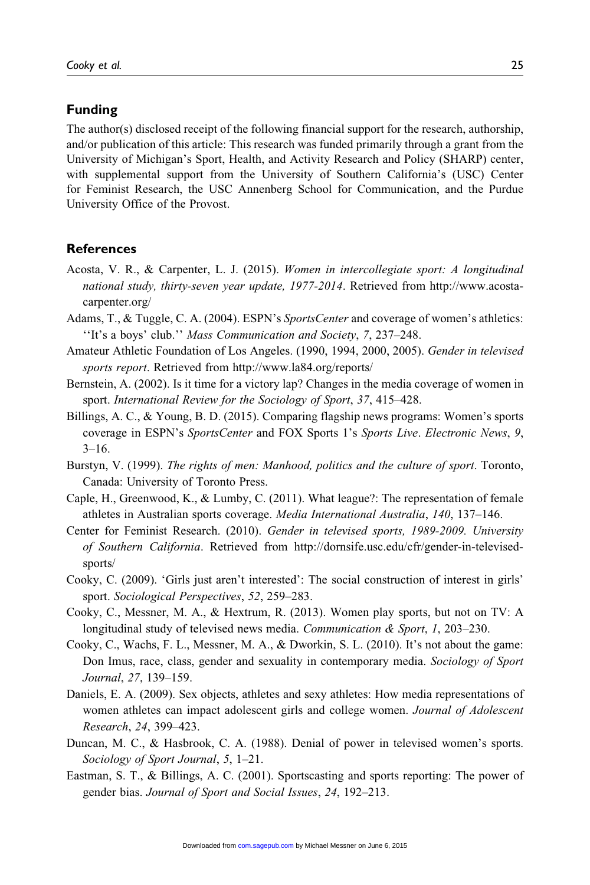## Funding

The author(s) disclosed receipt of the following financial support for the research, authorship, and/or publication of this article: This research was funded primarily through a grant from the University of Michigan's Sport, Health, and Activity Research and Policy (SHARP) center, with supplemental support from the University of Southern California's (USC) Center for Feminist Research, the USC Annenberg School for Communication, and the Purdue University Office of the Provost.

## References

Acosta, V. R., & Carpenter, L. J. (2015). *Women in intercollegiate sport: A longitudinal national study, thirty-seven year update, 1977-2014*. Retrieved from http://www.acosta-carpenter.org/

Adams, T., & Tuggle, C. A. (2004). ESPN's *SportsCenter* and coverage of women's athletics: ''It's a boys' club.'' *Mass Communication and Society*, *7*, 237–248.

Amateur Athletic Foundation of Los Angeles. (1990, 1994, 2000, 2005). *Gender in televised sports report*. Retrieved from http://www.la84.org/reports/

Bernstein, A. (2002). Is it time for a victory lap? Changes in the media coverage of women in sport. *International Review for the Sociology of Sport*, *37*, 415–428.

Billings, A. C., & Young, B. D. (2015). Comparing flagship news programs: Women's sports coverage in ESPN's *SportsCenter* and FOX Sports 1's *Sports Live*. *Electronic News*, *9*, 3–16.

Burstyn, V. (1999). *The rights of men: Manhood, politics and the culture of sport*. Toronto, Canada: University of Toronto Press.

Caple, H., Greenwood, K., & Lumby, C. (2011). What league?: The representation of female athletes in Australian sports coverage. *Media International Australia*, *140*, 137–146.

Center for Feminist Research. (2010). *Gender in televised sports, 1989-2009. University of Southern California*. Retrieved from http://dornsife.usc.edu/cfr/gender-in-televised-sports/

Cooky, C. (2009). 'Girls just aren't interested': The social construction of interest in girls' sport. *Sociological Perspectives*, *52*, 259–283.

Cooky, C., Messner, M. A., & Hextrum, R. (2013). Women play sports, but not on TV: A longitudinal study of televised news media. *Communication & Sport*, *1*, 203–230.

Cooky, C., Wachs, F. L., Messner, M. A., & Dworkin, S. L. (2010). It's not about the game: Don Imus, race, class, gender and sexuality in contemporary media. *Sociology of Sport Journal*, *27*, 139–159.

Daniels, E. A. (2009). Sex objects, athletes and sexy athletes: How media representations of women athletes can impact adolescent girls and college women. *Journal of Adolescent Research*, *24*, 399–423.

Duncan, M. C., & Hasbrook, C. A. (1988). Denial of power in televised women's sports. *Sociology of Sport Journal*, *5*, 1–21.

Eastman, S. T., & Billings, A. C. (2001). Sportscasting and sports reporting: The power of gender bias. *Journal of Sport and Social Issues*, *24*, 192–213.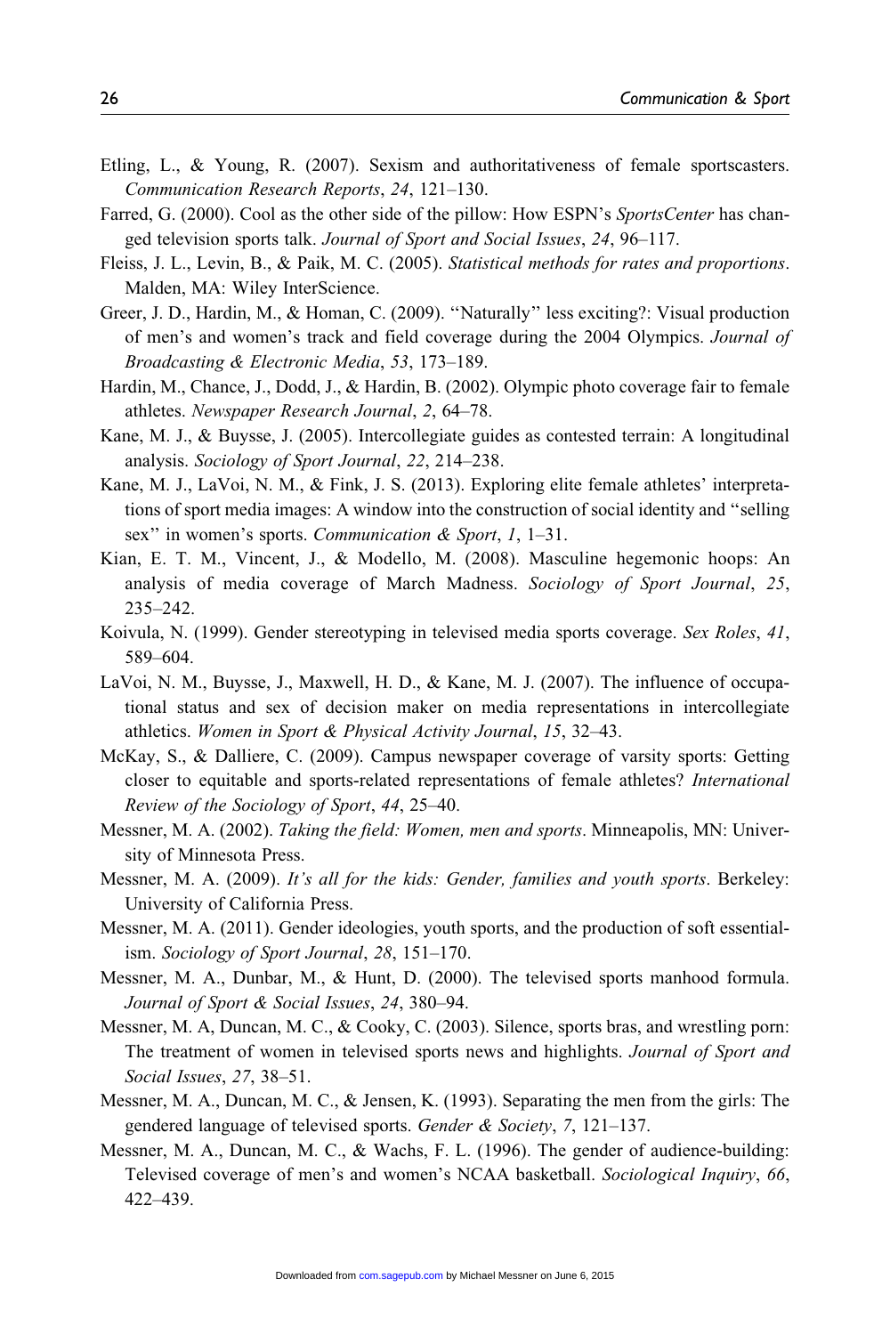Etling, L., & Young, R. (2007). Sexism and authoritativeness of female sportscasters. *Communication Research Reports*, *24*, 121–130.

Farred, G. (2000). Cool as the other side of the pillow: How ESPN's *SportsCenter* has changed television sports talk. *Journal of Sport and Social Issues*, *24*, 96–117.

Fleiss, J. L., Levin, B., & Paik, M. C. (2005). *Statistical methods for rates and proportions*. Malden, MA: Wiley InterScience.

Greer, J. D., Hardin, M., & Homan, C. (2009). ''Naturally'' less exciting?: Visual production of men's and women's track and field coverage during the 2004 Olympics. *Journal of Broadcasting & Electronic Media*, *53*, 173–189.

Hardin, M., Chance, J., Dodd, J., & Hardin, B. (2002). Olympic photo coverage fair to female athletes. *Newspaper Research Journal*, *2*, 64–78.

Kane, M. J., & Buysse, J. (2005). Intercollegiate guides as contested terrain: A longitudinal analysis. *Sociology of Sport Journal*, *22*, 214–238.

Kane, M. J., LaVoi, N. M., & Fink, J. S. (2013). Exploring elite female athletes' interpretations of sport media images: A window into the construction of social identity and ''selling sex'' in women's sports. *Communication & Sport*, *1*, 1–31.

Kian, E. T. M., Vincent, J., & Modello, M. (2008). Masculine hegemonic hoops: An analysis of media coverage of March Madness. *Sociology of Sport Journal*, *25*, 235–242.

Koivula, N. (1999). Gender stereotyping in televised media sports coverage. *Sex Roles*, *41*, 589–604.

LaVoi, N. M., Buysse, J., Maxwell, H. D., & Kane, M. J. (2007). The influence of occupational status and sex of decision maker on media representations in intercollegiate athletics. *Women in Sport & Physical Activity Journal*, *15*, 32–43.

McKay, S., & Dalliere, C. (2009). Campus newspaper coverage of varsity sports: Getting closer to equitable and sports-related representations of female athletes? *International Review of the Sociology of Sport*, *44*, 25–40.

Messner, M. A. (2002). *Taking the field: Women, men and sports*. Minneapolis, MN: University of Minnesota Press.

Messner, M. A. (2009). *It's all for the kids: Gender, families and youth sports*. Berkeley: University of California Press.

Messner, M. A. (2011). Gender ideologies, youth sports, and the production of soft essentialism. *Sociology of Sport Journal*, *28*, 151–170.

Messner, M. A., Dunbar, M., & Hunt, D. (2000). The televised sports manhood formula. *Journal of Sport & Social Issues*, *24*, 380–94.

Messner, M. A, Duncan, M. C., & Cooky, C. (2003). Silence, sports bras, and wrestling porn: The treatment of women in televised sports news and highlights. *Journal of Sport and Social Issues*, *27*, 38–51.

Messner, M. A., Duncan, M. C., & Jensen, K. (1993). Separating the men from the girls: The gendered language of televised sports. *Gender & Society*, *7*, 121–137.

Messner, M. A., Duncan, M. C., & Wachs, F. L. (1996). The gender of audience-building: Televised coverage of men's and women's NCAA basketball. *Sociological Inquiry*, *66*, 422–439.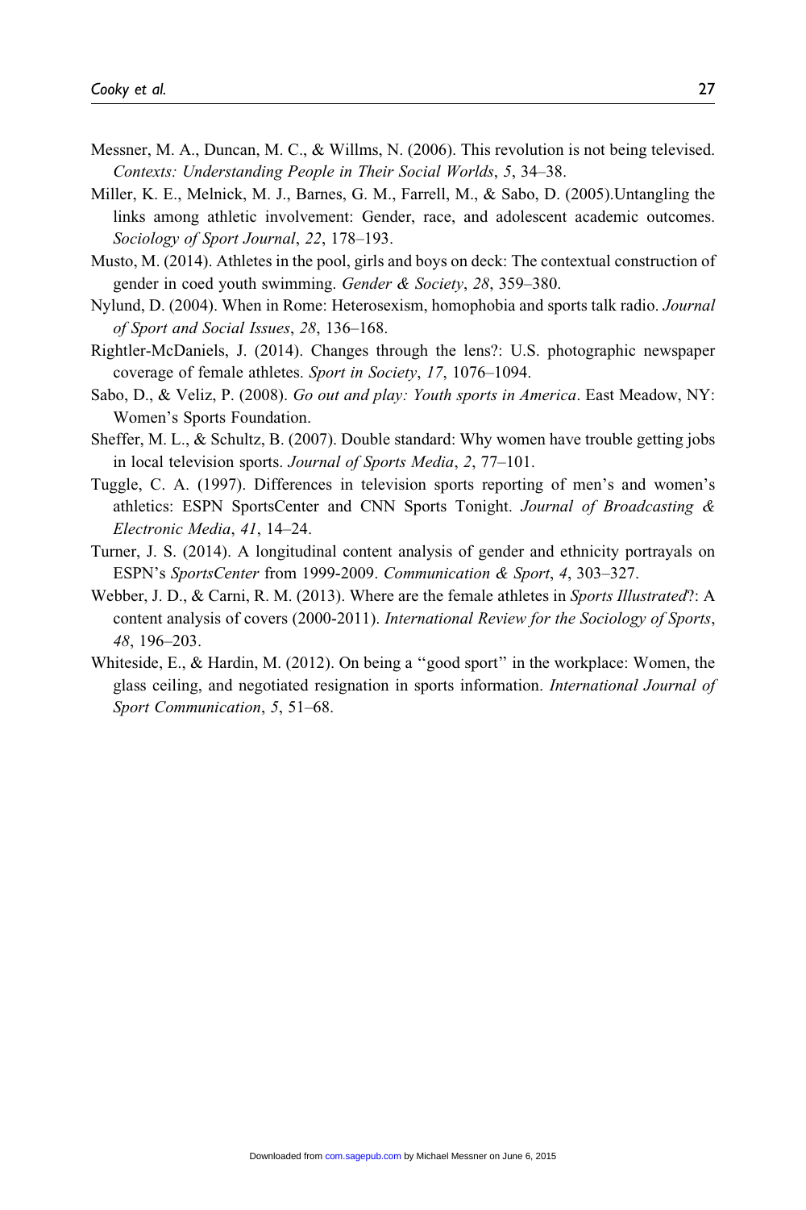Messner, M. A., Duncan, M. C., & Willms, N. (2006). This revolution is not being televised. *Contexts: Understanding People in Their Social Worlds*, *5*, 34–38.

Miller, K. E., Melnick, M. J., Barnes, G. M., Farrell, M., & Sabo, D. (2005).Untangling the links among athletic involvement: Gender, race, and adolescent academic outcomes. *Sociology of Sport Journal*, *22*, 178–193.

Musto, M. (2014). Athletes in the pool, girls and boys on deck: The contextual construction of gender in coed youth swimming. *Gender & Society*, *28*, 359–380.

Nylund, D. (2004). When in Rome: Heterosexism, homophobia and sports talk radio. *Journal of Sport and Social Issues*, *28*, 136–168.

Rightler-McDaniels, J. (2014). Changes through the lens?: U.S. photographic newspaper coverage of female athletes. *Sport in Society*, *17*, 1076–1094.

Sabo, D., & Veliz, P. (2008). *Go out and play: Youth sports in America*. East Meadow, NY: Women's Sports Foundation.

Sheffer, M. L., & Schultz, B. (2007). Double standard: Why women have trouble getting jobs in local television sports. *Journal of Sports Media*, *2*, 77–101.

Tuggle, C. A. (1997). Differences in television sports reporting of men's and women's athletics: ESPN SportsCenter and CNN Sports Tonight. *Journal of Broadcasting & Electronic Media*, *41*, 14–24.

Turner, J. S. (2014). A longitudinal content analysis of gender and ethnicity portrayals on ESPN's *SportsCenter* from 1999-2009. *Communication & Sport*, *4*, 303–327.

Webber, J. D., & Carni, R. M. (2013). Where are the female athletes in *Sports Illustrated*?: A content analysis of covers (2000-2011). *International Review for the Sociology of Sports*, *48*, 196–203.

Whiteside, E., & Hardin, M. (2012). On being a "good sport" in the workplace: Women, the glass ceiling, and negotiated resignation in sports information. *International Journal of Sport Communication*, *5*, 51–68.